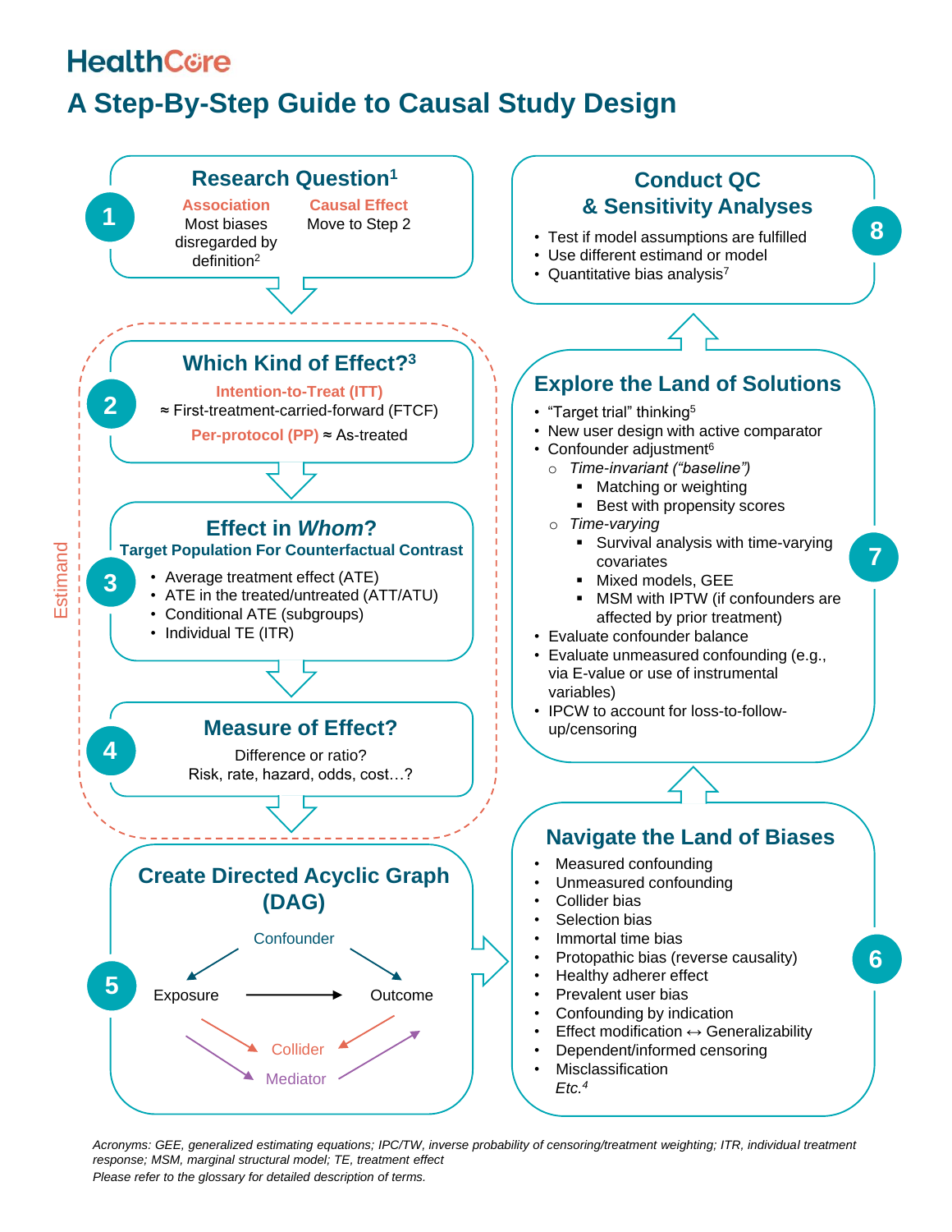HealthCore

# A Step-By-Step Guide to Causal Study Design

## 1 Research Question[1]

**Association**
Most biases disregarded by definition[2]

**Causal Effect**
Move to Step 2

*Estimand*

## 2 Which Kind of Effect?[3]

**Intention-to-Treat (ITT)**
≈ First-treatment-carried-forward (FTCF)

**Per-protocol (PP)** ≈ As-treated

## 3 Effect in *Whom*?

**Target Population For Counterfactual Contrast**

- Average treatment effect (ATE)
- ATE in the treated/untreated (ATT/ATU)
- Conditional ATE (subgroups)
- Individual TE (ITR)

## 4 Measure of Effect?

Difference or ratio?
Risk, rate, hazard, odds, cost…?

## 5 Create Directed Acyclic Graph (DAG)

Confounder → Exposure; Confounder → Outcome
Exposure → Outcome
Exposure → Collider; Outcome → Collider
Exposure → Mediator → Outcome

## 6 Navigate the Land of Biases

- Measured confounding
- Unmeasured confounding
- Collider bias
- Selection bias
- Immortal time bias
- Protopathic bias (reverse causality)
- Healthy adherer effect
- Prevalent user bias
- Confounding by indication
- Effect modification ↔ Generalizability
- Dependent/informed censoring
- Misclassification

*Etc.*[4]

## 7 Explore the Land of Solutions

- "Target trial" thinking[5]
- New user design with active comparator
- Confounder adjustment[6]
  - *Time-invariant ("baseline")*
    - Matching or weighting
    - Best with propensity scores
  - *Time-varying*
    - Survival analysis with time-varying covariates
    - Mixed models, GEE
    - MSM with IPTW (if confounders are affected by prior treatment)
- Evaluate confounder balance
- Evaluate unmeasured confounding (e.g., via E-value or use of instrumental variables)
- IPCW to account for loss-to-follow-up/censoring

## 8 Conduct QC & Sensitivity Analyses

- Test if model assumptions are fulfilled
- Use different estimand or model
- Quantitative bias analysis[7]

*Acronyms: GEE, generalized estimating equations; IPC/TW, inverse probability of censoring/treatment weighting; ITR, individual treatment response; MSM, marginal structural model; TE, treatment effect*

*Please refer to the glossary for detailed description of terms.*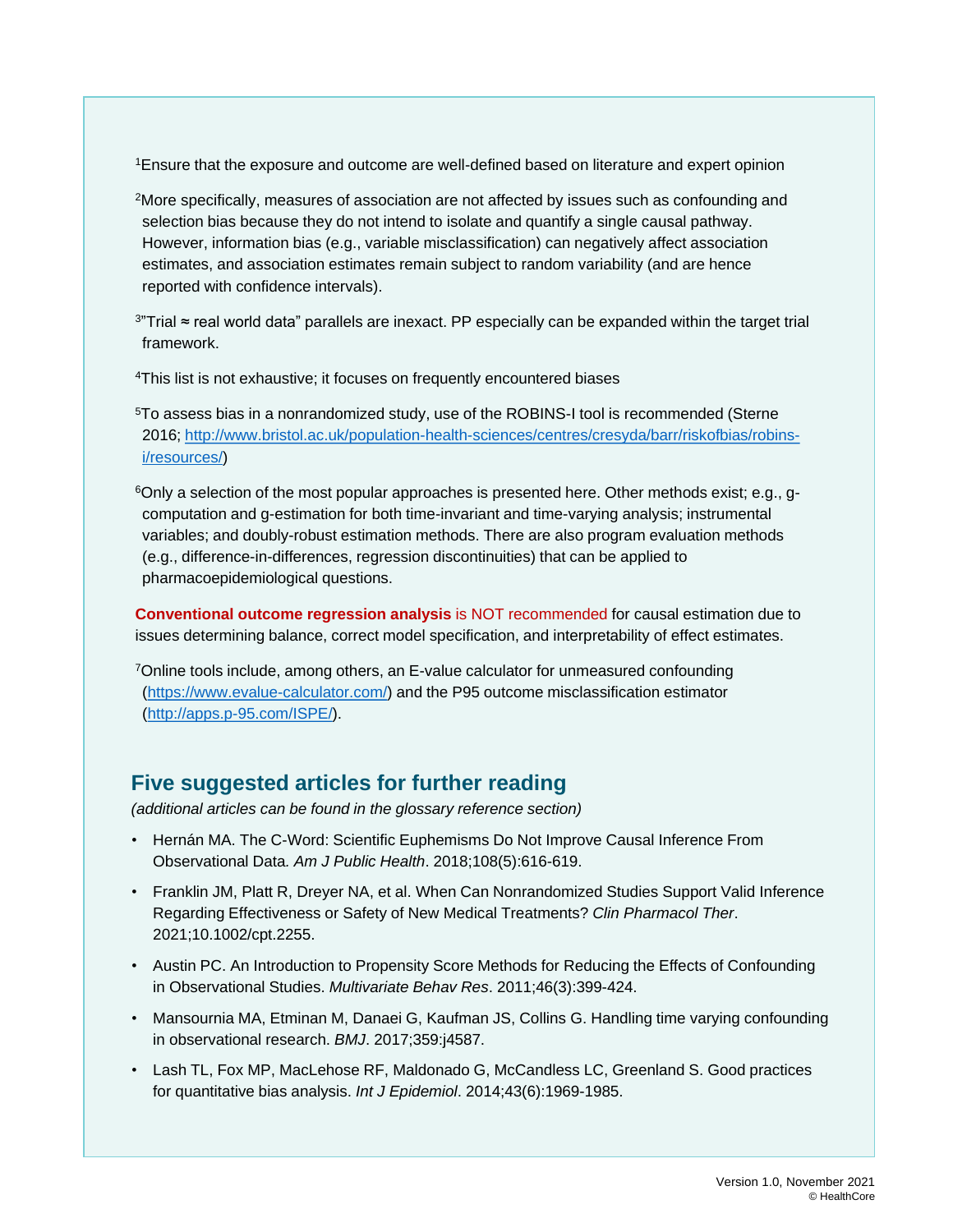[1]Ensure that the exposure and outcome are well-defined based on literature and expert opinion

[2]More specifically, measures of association are not affected by issues such as confounding and selection bias because they do not intend to isolate and quantify a single causal pathway. However, information bias (e.g., variable misclassification) can negatively affect association estimates, and association estimates remain subject to random variability (and are hence reported with confidence intervals).

[3]"Trial ≈ real world data" parallels are inexact. PP especially can be expanded within the target trial framework.

[4]This list is not exhaustive; it focuses on frequently encountered biases

[5]To assess bias in a nonrandomized study, use of the ROBINS-I tool is recommended (Sterne 2016; http://www.bristol.ac.uk/population-health-sciences/centres/cresyda/barr/riskofbias/robins-i/resources/)

[6]Only a selection of the most popular approaches is presented here. Other methods exist; e.g., g-computation and g-estimation for both time-invariant and time-varying analysis; instrumental variables; and doubly-robust estimation methods. There are also program evaluation methods (e.g., difference-in-differences, regression discontinuities) that can be applied to pharmacoepidemiological questions.

**Conventional outcome regression analysis** is NOT recommended for causal estimation due to issues determining balance, correct model specification, and interpretability of effect estimates.

[7]Online tools include, among others, an E-value calculator for unmeasured confounding (https://www.evalue-calculator.com/) and the P95 outcome misclassification estimator (http://apps.p-95.com/ISPE/).

## Five suggested articles for further reading

*(additional articles can be found in the glossary reference section)*

- Hernán MA. The C-Word: Scientific Euphemisms Do Not Improve Causal Inference From Observational Data. *Am J Public Health*. 2018;108(5):616-619.
- Franklin JM, Platt R, Dreyer NA, et al. When Can Nonrandomized Studies Support Valid Inference Regarding Effectiveness or Safety of New Medical Treatments? *Clin Pharmacol Ther*. 2021;10.1002/cpt.2255.
- Austin PC. An Introduction to Propensity Score Methods for Reducing the Effects of Confounding in Observational Studies. *Multivariate Behav Res*. 2011;46(3):399-424.
- Mansournia MA, Etminan M, Danaei G, Kaufman JS, Collins G. Handling time varying confounding in observational research. *BMJ*. 2017;359:j4587.
- Lash TL, Fox MP, MacLehose RF, Maldonado G, McCandless LC, Greenland S. Good practices for quantitative bias analysis. *Int J Epidemiol*. 2014;43(6):1969-1985.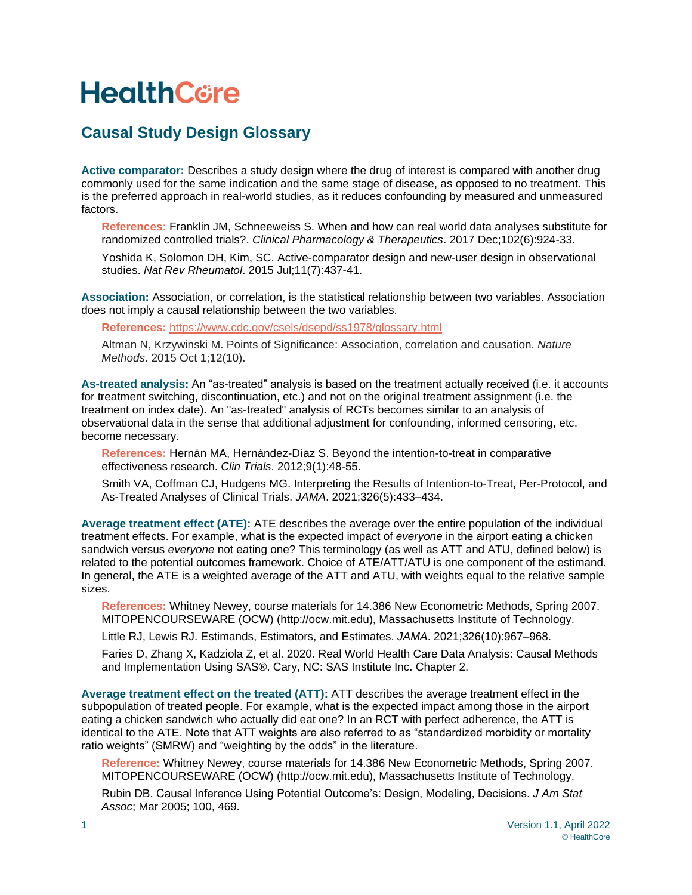# HealthCore

## Causal Study Design Glossary

**Active comparator:** Describes a study design where the drug of interest is compared with another drug commonly used for the same indication and the same stage of disease, as opposed to no treatment. This is the preferred approach in real-world studies, as it reduces confounding by measured and unmeasured factors.

> **References:** Franklin JM, Schneeweiss S. When and how can real world data analyses substitute for randomized controlled trials?. *Clinical Pharmacology & Therapeutics*. 2017 Dec;102(6):924-33.
>
> Yoshida K, Solomon DH, Kim, SC. Active-comparator design and new-user design in observational studies. *Nat Rev Rheumatol*. 2015 Jul;11(7):437-41.

**Association:** Association, or correlation, is the statistical relationship between two variables. Association does not imply a causal relationship between the two variables.

> **References:** https://www.cdc.gov/csels/dsepd/ss1978/glossary.html
>
> Altman N, Krzywinski M. Points of Significance: Association, correlation and causation. *Nature Methods*. 2015 Oct 1;12(10).

**As-treated analysis:** An "as-treated" analysis is based on the treatment actually received (i.e. it accounts for treatment switching, discontinuation, etc.) and not on the original treatment assignment (i.e. the treatment on index date). An "as-treated" analysis of RCTs becomes similar to an analysis of observational data in the sense that additional adjustment for confounding, informed censoring, etc. become necessary.

> **References:** Hernán MA, Hernández-Díaz S. Beyond the intention-to-treat in comparative effectiveness research. *Clin Trials*. 2012;9(1):48-55.
>
> Smith VA, Coffman CJ, Hudgens MG. Interpreting the Results of Intention-to-Treat, Per-Protocol, and As-Treated Analyses of Clinical Trials. *JAMA*. 2021;326(5):433–434.

**Average treatment effect (ATE):** ATE describes the average over the entire population of the individual treatment effects. For example, what is the expected impact of *everyone* in the airport eating a chicken sandwich versus *everyone* not eating one? This terminology (as well as ATT and ATU, defined below) is related to the potential outcomes framework. Choice of ATE/ATT/ATU is one component of the estimand. In general, the ATE is a weighted average of the ATT and ATU, with weights equal to the relative sample sizes.

> **References:** Whitney Newey, course materials for 14.386 New Econometric Methods, Spring 2007. MITOPENCOURSEWARE (OCW) (http://ocw.mit.edu), Massachusetts Institute of Technology.
>
> Little RJ, Lewis RJ. Estimands, Estimators, and Estimates. *JAMA*. 2021;326(10):967–968.
>
> Faries D, Zhang X, Kadziola Z, et al. 2020. Real World Health Care Data Analysis: Causal Methods and Implementation Using SAS®. Cary, NC: SAS Institute Inc. Chapter 2.

**Average treatment effect on the treated (ATT):** ATT describes the average treatment effect in the subpopulation of treated people. For example, what is the expected impact among those in the airport eating a chicken sandwich who actually did eat one? In an RCT with perfect adherence, the ATT is identical to the ATE. Note that ATT weights are also referred to as "standardized morbidity or mortality ratio weights" (SMRW) and "weighting by the odds" in the literature.

> **Reference:** Whitney Newey, course materials for 14.386 New Econometric Methods, Spring 2007. MITOPENCOURSEWARE (OCW) (http://ocw.mit.edu), Massachusetts Institute of Technology.
>
> Rubin DB. Causal Inference Using Potential Outcome's: Design, Modeling, Decisions. *J Am Stat Assoc*; Mar 2005; 100, 469.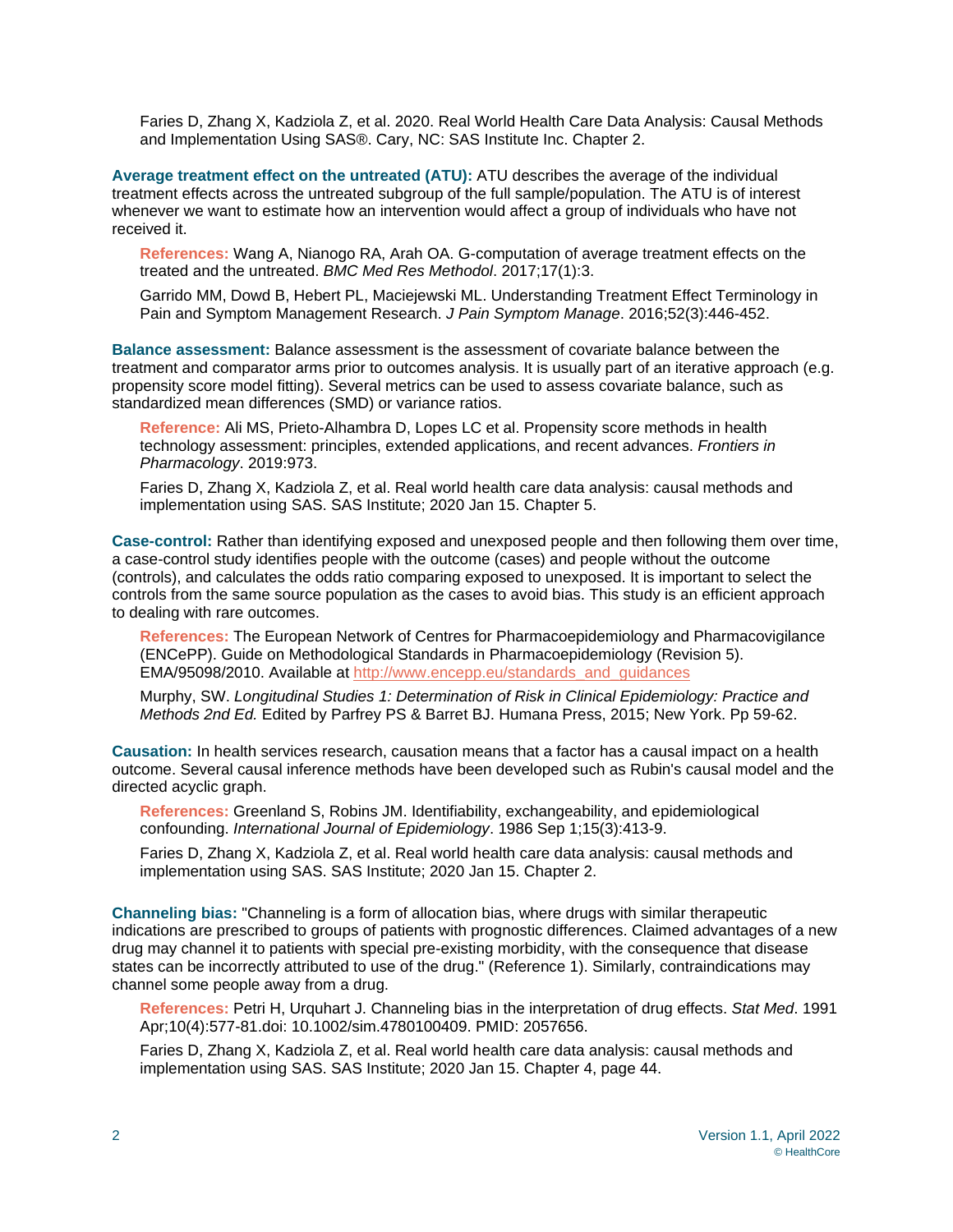Faries D, Zhang X, Kadziola Z, et al. 2020. Real World Health Care Data Analysis: Causal Methods and Implementation Using SAS®. Cary, NC: SAS Institute Inc. Chapter 2.

**Average treatment effect on the untreated (ATU):** ATU describes the average of the individual treatment effects across the untreated subgroup of the full sample/population. The ATU is of interest whenever we want to estimate how an intervention would affect a group of individuals who have not received it.

**References:** Wang A, Nianogo RA, Arah OA. G-computation of average treatment effects on the treated and the untreated. *BMC Med Res Methodol*. 2017;17(1):3.

Garrido MM, Dowd B, Hebert PL, Maciejewski ML. Understanding Treatment Effect Terminology in Pain and Symptom Management Research. *J Pain Symptom Manage*. 2016;52(3):446-452.

**Balance assessment:** Balance assessment is the assessment of covariate balance between the treatment and comparator arms prior to outcomes analysis. It is usually part of an iterative approach (e.g. propensity score model fitting). Several metrics can be used to assess covariate balance, such as standardized mean differences (SMD) or variance ratios.

**Reference:** Ali MS, Prieto-Alhambra D, Lopes LC et al. Propensity score methods in health technology assessment: principles, extended applications, and recent advances. *Frontiers in Pharmacology*. 2019:973.

Faries D, Zhang X, Kadziola Z, et al. Real world health care data analysis: causal methods and implementation using SAS. SAS Institute; 2020 Jan 15. Chapter 5.

**Case-control:** Rather than identifying exposed and unexposed people and then following them over time, a case-control study identifies people with the outcome (cases) and people without the outcome (controls), and calculates the odds ratio comparing exposed to unexposed. It is important to select the controls from the same source population as the cases to avoid bias. This study is an efficient approach to dealing with rare outcomes.

**References:** The European Network of Centres for Pharmacoepidemiology and Pharmacovigilance (ENCePP). Guide on Methodological Standards in Pharmacoepidemiology (Revision 5). EMA/95098/2010. Available at [http://www.encepp.eu/standards_and_guidances](http://www.encepp.eu/standards_and_guidances)

Murphy, SW. *Longitudinal Studies 1: Determination of Risk in Clinical Epidemiology: Practice and Methods 2nd Ed.* Edited by Parfrey PS & Barret BJ. Humana Press, 2015; New York. Pp 59-62.

**Causation:** In health services research, causation means that a factor has a causal impact on a health outcome. Several causal inference methods have been developed such as Rubin's causal model and the directed acyclic graph.

**References:** Greenland S, Robins JM. Identifiability, exchangeability, and epidemiological confounding. *International Journal of Epidemiology*. 1986 Sep 1;15(3):413-9.

Faries D, Zhang X, Kadziola Z, et al. Real world health care data analysis: causal methods and implementation using SAS. SAS Institute; 2020 Jan 15. Chapter 2.

**Channeling bias:** "Channeling is a form of allocation bias, where drugs with similar therapeutic indications are prescribed to groups of patients with prognostic differences. Claimed advantages of a new drug may channel it to patients with special pre-existing morbidity, with the consequence that disease states can be incorrectly attributed to use of the drug." (Reference 1). Similarly, contraindications may channel some people away from a drug.

**References:** Petri H, Urquhart J. Channeling bias in the interpretation of drug effects. *Stat Med*. 1991 Apr;10(4):577-81.doi: 10.1002/sim.4780100409. PMID: 2057656.

Faries D, Zhang X, Kadziola Z, et al. Real world health care data analysis: causal methods and implementation using SAS. SAS Institute; 2020 Jan 15. Chapter 4, page 44.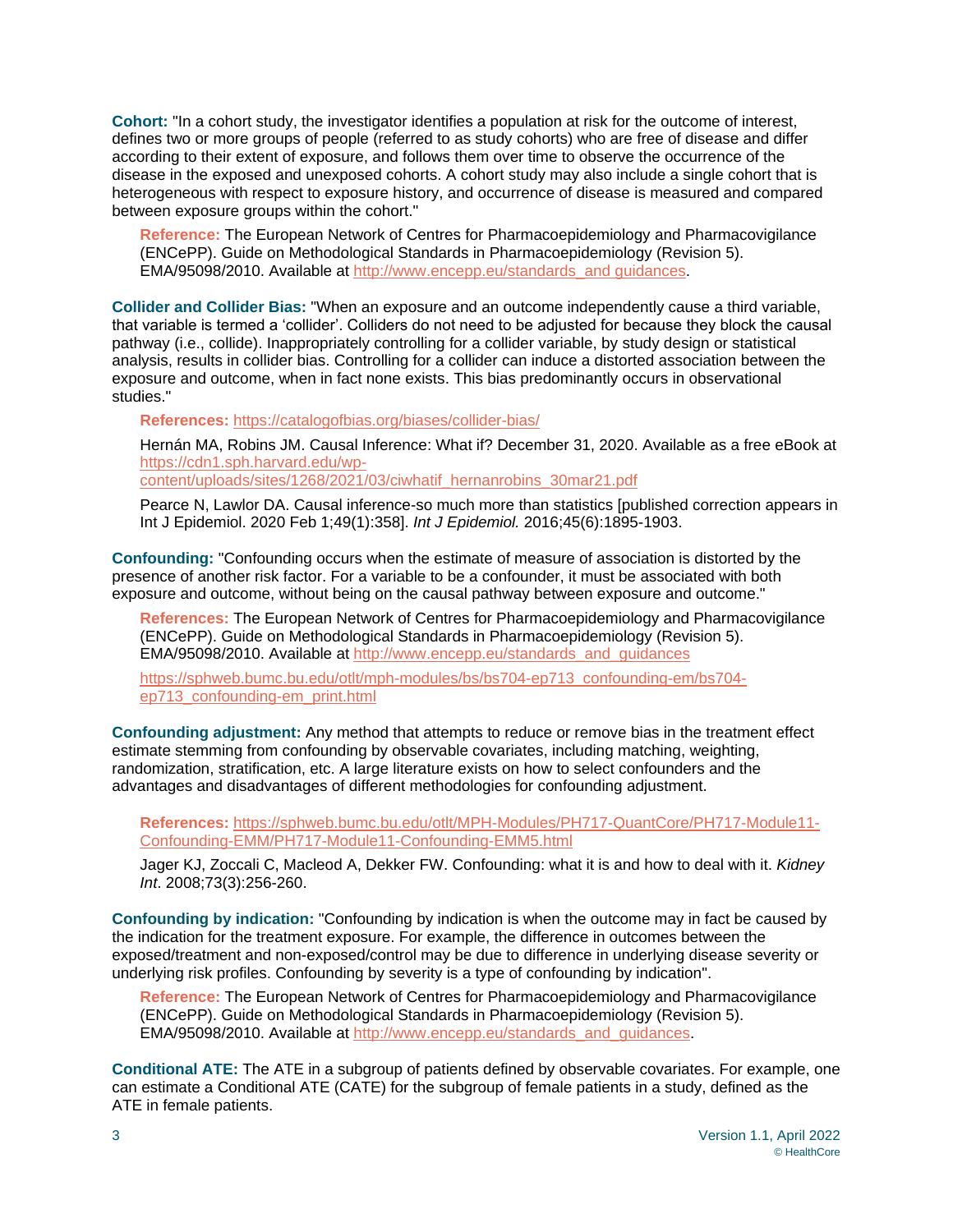**Cohort:** "In a cohort study, the investigator identifies a population at risk for the outcome of interest, defines two or more groups of people (referred to as study cohorts) who are free of disease and differ according to their extent of exposure, and follows them over time to observe the occurrence of the disease in the exposed and unexposed cohorts. A cohort study may also include a single cohort that is heterogeneous with respect to exposure history, and occurrence of disease is measured and compared between exposure groups within the cohort."

> **Reference:** The European Network of Centres for Pharmacoepidemiology and Pharmacovigilance (ENCePP). Guide on Methodological Standards in Pharmacoepidemiology (Revision 5). EMA/95098/2010. Available at http://www.encepp.eu/standards_and_guidances.

**Collider and Collider Bias:** "When an exposure and an outcome independently cause a third variable, that variable is termed a 'collider'. Colliders do not need to be adjusted for because they block the causal pathway (i.e., collide). Inappropriately controlling for a collider variable, by study design or statistical analysis, results in collider bias. Controlling for a collider can induce a distorted association between the exposure and outcome, when in fact none exists. This bias predominantly occurs in observational studies."

> **References:** https://catalogofbias.org/biases/collider-bias/
>
> Hernán MA, Robins JM. Causal Inference: What if? December 31, 2020. Available as a free eBook at https://cdn1.sph.harvard.edu/wp-content/uploads/sites/1268/2021/03/ciwhatif_hernanrobins_30mar21.pdf
>
> Pearce N, Lawlor DA. Causal inference-so much more than statistics [published correction appears in Int J Epidemiol. 2020 Feb 1;49(1):358]. *Int J Epidemiol.* 2016;45(6):1895-1903.

**Confounding:** "Confounding occurs when the estimate of measure of association is distorted by the presence of another risk factor. For a variable to be a confounder, it must be associated with both exposure and outcome, without being on the causal pathway between exposure and outcome."

> **References:** The European Network of Centres for Pharmacoepidemiology and Pharmacovigilance (ENCePP). Guide on Methodological Standards in Pharmacoepidemiology (Revision 5). EMA/95098/2010. Available at http://www.encepp.eu/standards_and_guidances
>
> https://sphweb.bumc.bu.edu/otlt/mph-modules/bs/bs704-ep713_confounding-em/bs704-ep713_confounding-em_print.html

**Confounding adjustment:** Any method that attempts to reduce or remove bias in the treatment effect estimate stemming from confounding by observable covariates, including matching, weighting, randomization, stratification, etc. A large literature exists on how to select confounders and the advantages and disadvantages of different methodologies for confounding adjustment.

> **References:** https://sphweb.bumc.bu.edu/otlt/MPH-Modules/PH717-QuantCore/PH717-Module11-Confounding-EMM/PH717-Module11-Confounding-EMM5.html
>
> Jager KJ, Zoccali C, Macleod A, Dekker FW. Confounding: what it is and how to deal with it. *Kidney Int.* 2008;73(3):256-260.

**Confounding by indication:** "Confounding by indication is when the outcome may in fact be caused by the indication for the treatment exposure. For example, the difference in outcomes between the exposed/treatment and non-exposed/control may be due to difference in underlying disease severity or underlying risk profiles. Confounding by severity is a type of confounding by indication".

> **Reference:** The European Network of Centres for Pharmacoepidemiology and Pharmacovigilance (ENCePP). Guide on Methodological Standards in Pharmacoepidemiology (Revision 5). EMA/95098/2010. Available at http://www.encepp.eu/standards_and_guidances.

**Conditional ATE:** The ATE in a subgroup of patients defined by observable covariates. For example, one can estimate a Conditional ATE (CATE) for the subgroup of female patients in a study, defined as the ATE in female patients.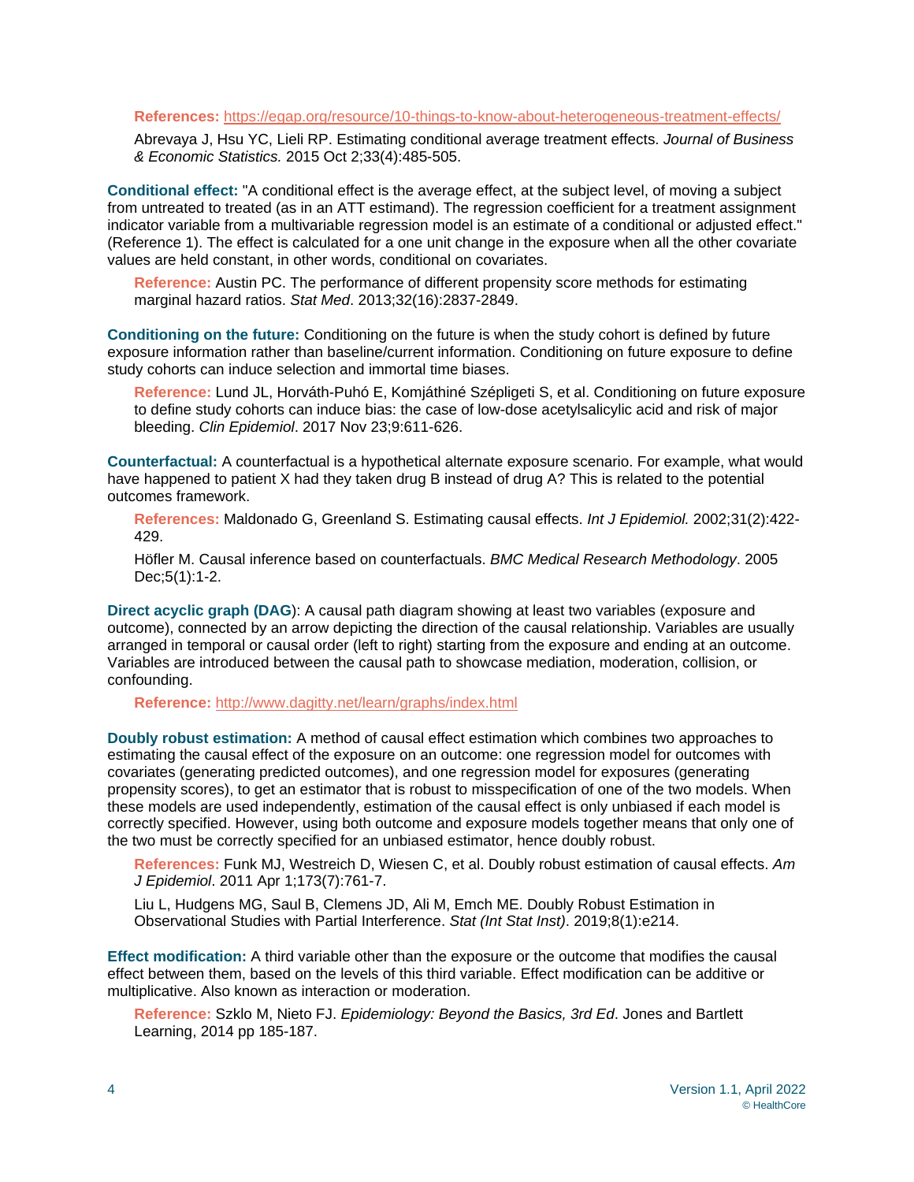**References:** https://egap.org/resource/10-things-to-know-about-heterogeneous-treatment-effects/

Abrevaya J, Hsu YC, Lieli RP. Estimating conditional average treatment effects. *Journal of Business & Economic Statistics.* 2015 Oct 2;33(4):485-505.

**Conditional effect:** "A conditional effect is the average effect, at the subject level, of moving a subject from untreated to treated (as in an ATT estimand). The regression coefficient for a treatment assignment indicator variable from a multivariable regression model is an estimate of a conditional or adjusted effect." (Reference 1). The effect is calculated for a one unit change in the exposure when all the other covariate values are held constant, in other words, conditional on covariates.

**Reference:** Austin PC. The performance of different propensity score methods for estimating marginal hazard ratios. *Stat Med*. 2013;32(16):2837-2849.

**Conditioning on the future:** Conditioning on the future is when the study cohort is defined by future exposure information rather than baseline/current information. Conditioning on future exposure to define study cohorts can induce selection and immortal time biases.

**Reference:** Lund JL, Horváth-Puhó E, Komjáthiné Szépligeti S, et al. Conditioning on future exposure to define study cohorts can induce bias: the case of low-dose acetylsalicylic acid and risk of major bleeding. *Clin Epidemiol*. 2017 Nov 23;9:611-626.

**Counterfactual:** A counterfactual is a hypothetical alternate exposure scenario. For example, what would have happened to patient X had they taken drug B instead of drug A? This is related to the potential outcomes framework.

**References:** Maldonado G, Greenland S. Estimating causal effects. *Int J Epidemiol.* 2002;31(2):422-429.

Höfler M. Causal inference based on counterfactuals. *BMC Medical Research Methodology*. 2005 Dec;5(1):1-2.

**Direct acyclic graph (DAG)**: A causal path diagram showing at least two variables (exposure and outcome), connected by an arrow depicting the direction of the causal relationship. Variables are usually arranged in temporal or causal order (left to right) starting from the exposure and ending at an outcome. Variables are introduced between the causal path to showcase mediation, moderation, collision, or confounding.

**Reference:** http://www.dagitty.net/learn/graphs/index.html

**Doubly robust estimation:** A method of causal effect estimation which combines two approaches to estimating the causal effect of the exposure on an outcome: one regression model for outcomes with covariates (generating predicted outcomes), and one regression model for exposures (generating propensity scores), to get an estimator that is robust to misspecification of one of the two models. When these models are used independently, estimation of the causal effect is only unbiased if each model is correctly specified. However, using both outcome and exposure models together means that only one of the two must be correctly specified for an unbiased estimator, hence doubly robust.

**References:** Funk MJ, Westreich D, Wiesen C, et al. Doubly robust estimation of causal effects. *Am J Epidemiol*. 2011 Apr 1;173(7):761-7.

Liu L, Hudgens MG, Saul B, Clemens JD, Ali M, Emch ME. Doubly Robust Estimation in Observational Studies with Partial Interference. *Stat (Int Stat Inst)*. 2019;8(1):e214.

**Effect modification:** A third variable other than the exposure or the outcome that modifies the causal effect between them, based on the levels of this third variable. Effect modification can be additive or multiplicative. Also known as interaction or moderation.

**Reference:** Szklo M, Nieto FJ. *Epidemiology: Beyond the Basics, 3rd Ed*. Jones and Bartlett Learning, 2014 pp 185-187.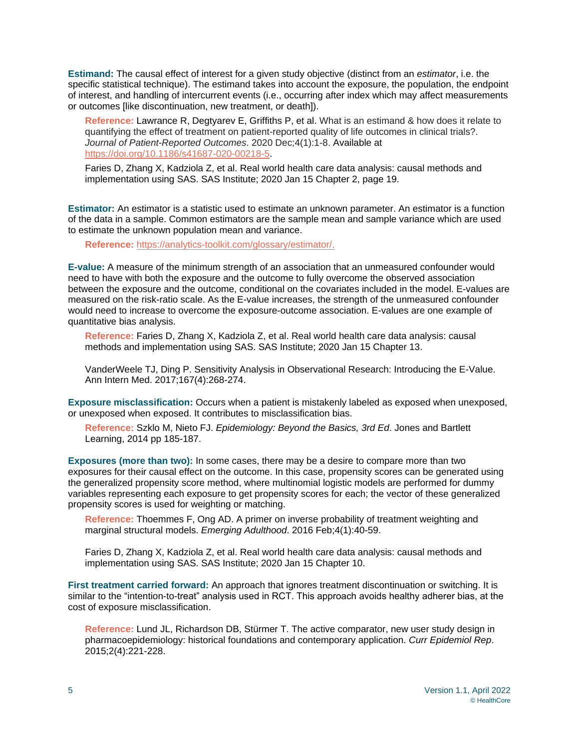**Estimand:** The causal effect of interest for a given study objective (distinct from an *estimator*, i.e. the specific statistical technique). The estimand takes into account the exposure, the population, the endpoint of interest, and handling of intercurrent events (i.e., occurring after index which may affect measurements or outcomes [like discontinuation, new treatment, or death]).

> **Reference:** Lawrance R, Degtyarev E, Griffiths P, et al. What is an estimand & how does it relate to quantifying the effect of treatment on patient-reported quality of life outcomes in clinical trials?. *Journal of Patient-Reported Outcomes*. 2020 Dec;4(1):1-8. Available at https://doi.org/10.1186/s41687-020-00218-5.
>
> Faries D, Zhang X, Kadziola Z, et al. Real world health care data analysis: causal methods and implementation using SAS. SAS Institute; 2020 Jan 15 Chapter 2, page 19.

**Estimator:** An estimator is a statistic used to estimate an unknown parameter. An estimator is a function of the data in a sample. Common estimators are the sample mean and sample variance which are used to estimate the unknown population mean and variance.

> **Reference:** https://analytics-toolkit.com/glossary/estimator/.

**E-value:** A measure of the minimum strength of an association that an unmeasured confounder would need to have with both the exposure and the outcome to fully overcome the observed association between the exposure and the outcome, conditional on the covariates included in the model. E-values are measured on the risk-ratio scale. As the E-value increases, the strength of the unmeasured confounder would need to increase to overcome the exposure-outcome association. E-values are one example of quantitative bias analysis.

> **Reference:** Faries D, Zhang X, Kadziola Z, et al. Real world health care data analysis: causal methods and implementation using SAS. SAS Institute; 2020 Jan 15 Chapter 13.
>
> VanderWeele TJ, Ding P. Sensitivity Analysis in Observational Research: Introducing the E-Value. Ann Intern Med. 2017;167(4):268-274.

**Exposure misclassification:** Occurs when a patient is mistakenly labeled as exposed when unexposed, or unexposed when exposed. It contributes to misclassification bias.

> **Reference:** Szklo M, Nieto FJ. *Epidemiology: Beyond the Basics, 3rd Ed*. Jones and Bartlett Learning, 2014 pp 185-187.

**Exposures (more than two):** In some cases, there may be a desire to compare more than two exposures for their causal effect on the outcome. In this case, propensity scores can be generated using the generalized propensity score method, where multinomial logistic models are performed for dummy variables representing each exposure to get propensity scores for each; the vector of these generalized propensity scores is used for weighting or matching.

> **Reference:** Thoemmes F, Ong AD. A primer on inverse probability of treatment weighting and marginal structural models. *Emerging Adulthood*. 2016 Feb;4(1):40-59.
>
> Faries D, Zhang X, Kadziola Z, et al. Real world health care data analysis: causal methods and implementation using SAS. SAS Institute; 2020 Jan 15 Chapter 10.

**First treatment carried forward:** An approach that ignores treatment discontinuation or switching. It is similar to the "intention-to-treat" analysis used in RCT. This approach avoids healthy adherer bias, at the cost of exposure misclassification.

> **Reference:** Lund JL, Richardson DB, Stürmer T. The active comparator, new user study design in pharmacoepidemiology: historical foundations and contemporary application. *Curr Epidemiol Rep*. 2015;2(4):221-228.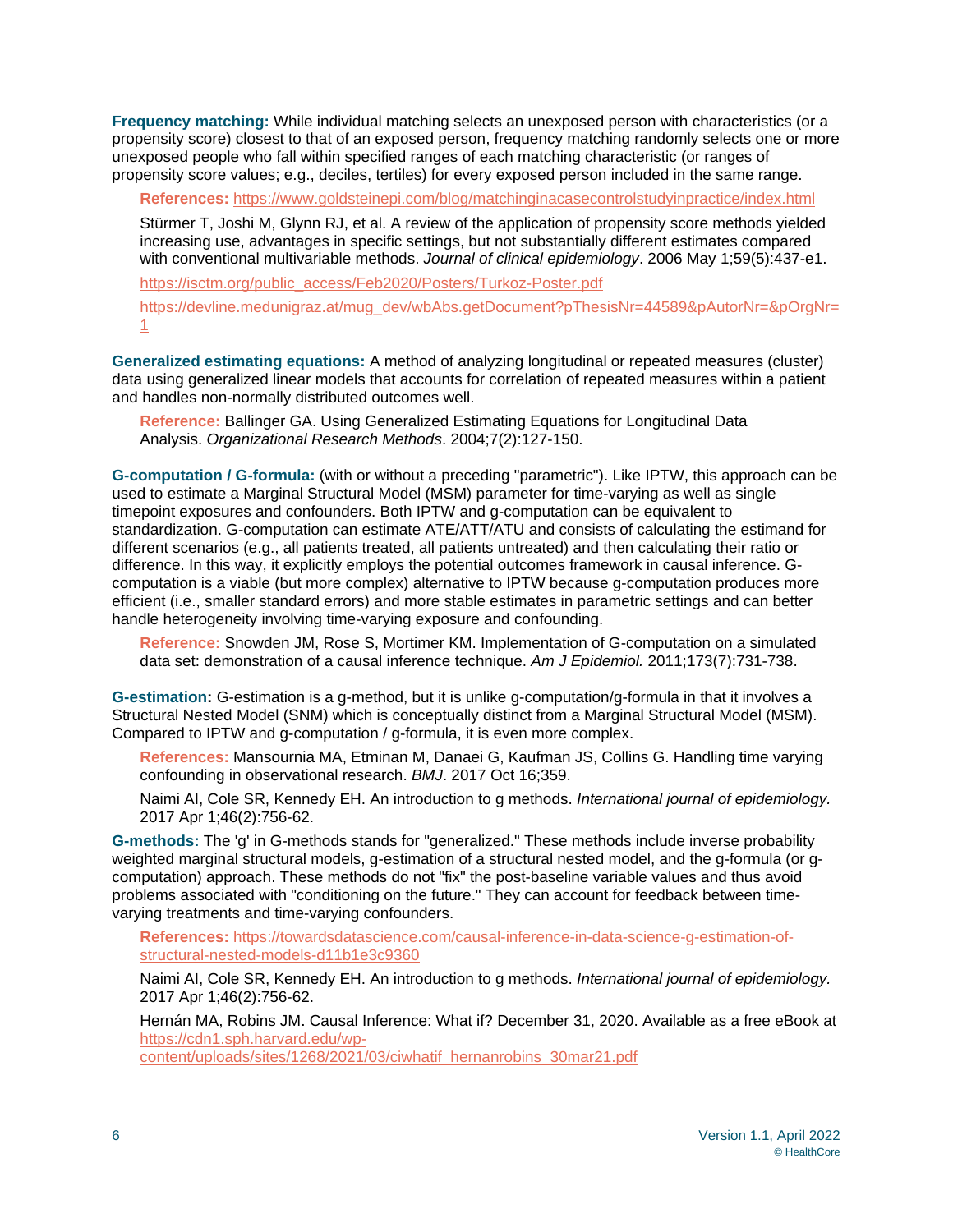**Frequency matching:** While individual matching selects an unexposed person with characteristics (or a propensity score) closest to that of an exposed person, frequency matching randomly selects one or more unexposed people who fall within specified ranges of each matching characteristic (or ranges of propensity score values; e.g., deciles, tertiles) for every exposed person included in the same range.

> **References:** https://www.goldsteinepi.com/blog/matchinginacasecontrolstudyinpractice/index.html
>
> Stürmer T, Joshi M, Glynn RJ, et al. A review of the application of propensity score methods yielded increasing use, advantages in specific settings, but not substantially different estimates compared with conventional multivariable methods. *Journal of clinical epidemiology*. 2006 May 1;59(5):437-e1.
>
> https://isctm.org/public_access/Feb2020/Posters/Turkoz-Poster.pdf
>
> https://devline.medunigraz.at/mug_dev/wbAbs.getDocument?pThesisNr=44589&pAutorNr=&pOrgNr=1

**Generalized estimating equations:** A method of analyzing longitudinal or repeated measures (cluster) data using generalized linear models that accounts for correlation of repeated measures within a patient and handles non-normally distributed outcomes well.

> **Reference:** Ballinger GA. Using Generalized Estimating Equations for Longitudinal Data Analysis. *Organizational Research Methods*. 2004;7(2):127-150.

**G-computation / G-formula:** (with or without a preceding "parametric"). Like IPTW, this approach can be used to estimate a Marginal Structural Model (MSM) parameter for time-varying as well as single timepoint exposures and confounders. Both IPTW and g-computation can be equivalent to standardization. G-computation can estimate ATE/ATT/ATU and consists of calculating the estimand for different scenarios (e.g., all patients treated, all patients untreated) and then calculating their ratio or difference. In this way, it explicitly employs the potential outcomes framework in causal inference. G-computation is a viable (but more complex) alternative to IPTW because g-computation produces more efficient (i.e., smaller standard errors) and more stable estimates in parametric settings and can better handle heterogeneity involving time-varying exposure and confounding.

> **Reference:** Snowden JM, Rose S, Mortimer KM. Implementation of G-computation on a simulated data set: demonstration of a causal inference technique. *Am J Epidemiol.* 2011;173(7):731-738.

**G-estimation:** G-estimation is a g-method, but it is unlike g-computation/g-formula in that it involves a Structural Nested Model (SNM) which is conceptually distinct from a Marginal Structural Model (MSM). Compared to IPTW and g-computation / g-formula, it is even more complex.

> **References:** Mansournia MA, Etminan M, Danaei G, Kaufman JS, Collins G. Handling time varying confounding in observational research. *BMJ*. 2017 Oct 16;359.
>
> Naimi AI, Cole SR, Kennedy EH. An introduction to g methods. *International journal of epidemiology.* 2017 Apr 1;46(2):756-62.

**G-methods:** The 'g' in G-methods stands for "generalized." These methods include inverse probability weighted marginal structural models, g-estimation of a structural nested model, and the g-formula (or g-computation) approach. These methods do not "fix" the post-baseline variable values and thus avoid problems associated with "conditioning on the future." They can account for feedback between time-varying treatments and time-varying confounders.

> **References:** https://towardsdatascience.com/causal-inference-in-data-science-g-estimation-of-structural-nested-models-d11b1e3c9360
>
> Naimi AI, Cole SR, Kennedy EH. An introduction to g methods. *International journal of epidemiology.* 2017 Apr 1;46(2):756-62.
>
> Hernán MA, Robins JM. Causal Inference: What if? December 31, 2020. Available as a free eBook at https://cdn1.sph.harvard.edu/wp-content/uploads/sites/1268/2021/03/ciwhatif_hernanrobins_30mar21.pdf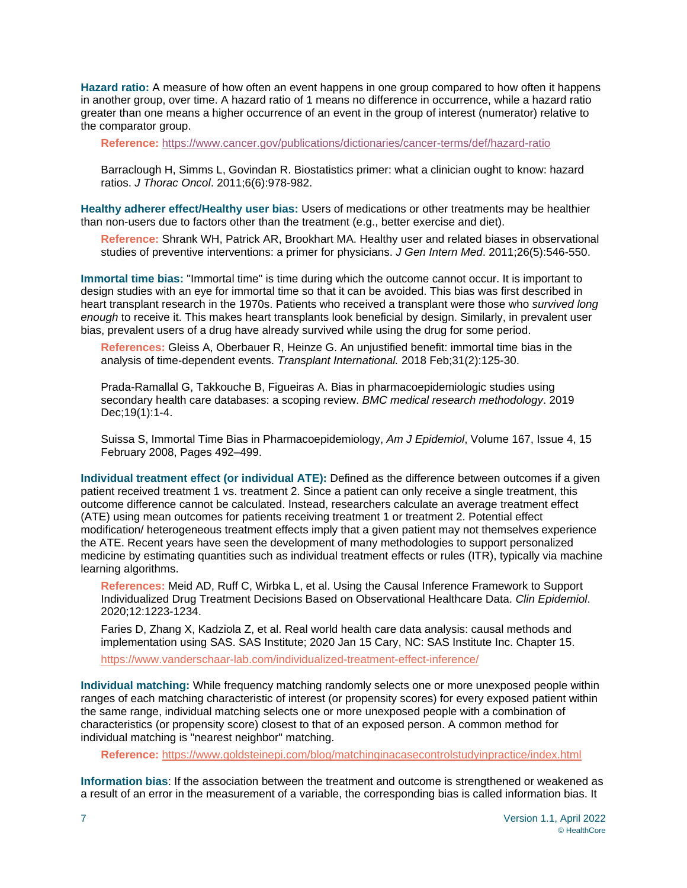**Hazard ratio:** A measure of how often an event happens in one group compared to how often it happens in another group, over time. A hazard ratio of 1 means no difference in occurrence, while a hazard ratio greater than one means a higher occurrence of an event in the group of interest (numerator) relative to the comparator group.

> **Reference:** https://www.cancer.gov/publications/dictionaries/cancer-terms/def/hazard-ratio
>
> Barraclough H, Simms L, Govindan R. Biostatistics primer: what a clinician ought to know: hazard ratios. *J Thorac Oncol*. 2011;6(6):978-982.

**Healthy adherer effect/Healthy user bias:** Users of medications or other treatments may be healthier than non-users due to factors other than the treatment (e.g., better exercise and diet).

> **Reference:** Shrank WH, Patrick AR, Brookhart MA. Healthy user and related biases in observational studies of preventive interventions: a primer for physicians. *J Gen Intern Med*. 2011;26(5):546-550.

**Immortal time bias:** "Immortal time" is time during which the outcome cannot occur. It is important to design studies with an eye for immortal time so that it can be avoided. This bias was first described in heart transplant research in the 1970s. Patients who received a transplant were those who *survived long enough* to receive it. This makes heart transplants look beneficial by design. Similarly, in prevalent user bias, prevalent users of a drug have already survived while using the drug for some period.

> **References:** Gleiss A, Oberbauer R, Heinze G. An unjustified benefit: immortal time bias in the analysis of time-dependent events. *Transplant International.* 2018 Feb;31(2):125-30.
>
> Prada-Ramallal G, Takkouche B, Figueiras A. Bias in pharmacoepidemiologic studies using secondary health care databases: a scoping review. *BMC medical research methodology*. 2019 Dec;19(1):1-4.
>
> Suissa S, Immortal Time Bias in Pharmacoepidemiology, *Am J Epidemiol*, Volume 167, Issue 4, 15 February 2008, Pages 492–499.

**Individual treatment effect (or individual ATE):** Defined as the difference between outcomes if a given patient received treatment 1 vs. treatment 2. Since a patient can only receive a single treatment, this outcome difference cannot be calculated. Instead, researchers calculate an average treatment effect (ATE) using mean outcomes for patients receiving treatment 1 or treatment 2. Potential effect modification/ heterogeneous treatment effects imply that a given patient may not themselves experience the ATE. Recent years have seen the development of many methodologies to support personalized medicine by estimating quantities such as individual treatment effects or rules (ITR), typically via machine learning algorithms.

> **References:** Meid AD, Ruff C, Wirbka L, et al. Using the Causal Inference Framework to Support Individualized Drug Treatment Decisions Based on Observational Healthcare Data. *Clin Epidemiol*. 2020;12:1223-1234.
>
> Faries D, Zhang X, Kadziola Z, et al. Real world health care data analysis: causal methods and implementation using SAS. SAS Institute; 2020 Jan 15 Cary, NC: SAS Institute Inc. Chapter 15.
>
> https://www.vanderschaar-lab.com/individualized-treatment-effect-inference/

**Individual matching:** While frequency matching randomly selects one or more unexposed people within ranges of each matching characteristic of interest (or propensity scores) for every exposed patient within the same range, individual matching selects one or more unexposed people with a combination of characteristics (or propensity score) closest to that of an exposed person. A common method for individual matching is "nearest neighbor" matching.

> **Reference:** https://www.goldsteinepi.com/blog/matchinginacasecontrolstudyinpractice/index.html

**Information bias**: If the association between the treatment and outcome is strengthened or weakened as a result of an error in the measurement of a variable, the corresponding bias is called information bias. It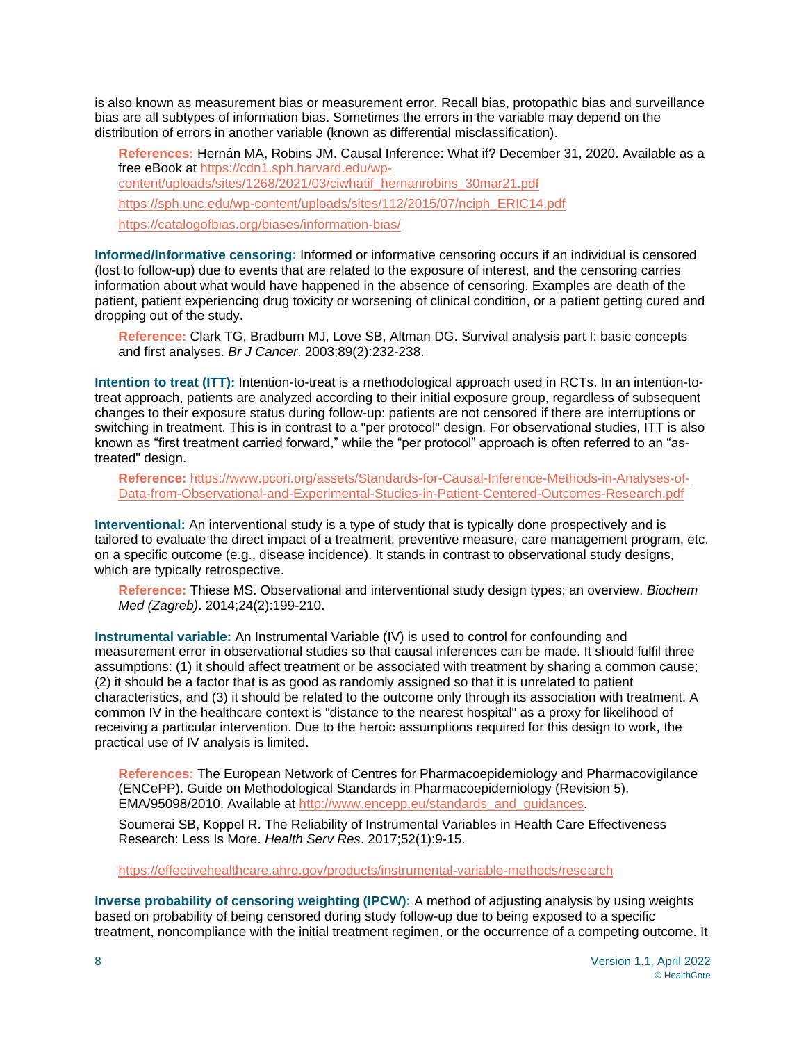is also known as measurement bias or measurement error. Recall bias, protopathic bias and surveillance bias are all subtypes of information bias. Sometimes the errors in the variable may depend on the distribution of errors in another variable (known as differential misclassification).

> **References:** Hernán MA, Robins JM. Causal Inference: What if? December 31, 2020. Available as a free eBook at https://cdn1.sph.harvard.edu/wp-content/uploads/sites/1268/2021/03/ciwhatif_hernanrobins_30mar21.pdf
>
> https://sph.unc.edu/wp-content/uploads/sites/112/2015/07/nciph_ERIC14.pdf
>
> https://catalogofbias.org/biases/information-bias/

**Informed/Informative censoring:** Informed or informative censoring occurs if an individual is censored (lost to follow-up) due to events that are related to the exposure of interest, and the censoring carries information about what would have happened in the absence of censoring. Examples are death of the patient, patient experiencing drug toxicity or worsening of clinical condition, or a patient getting cured and dropping out of the study.

> **Reference:** Clark TG, Bradburn MJ, Love SB, Altman DG. Survival analysis part I: basic concepts and first analyses. *Br J Cancer*. 2003;89(2):232-238.

**Intention to treat (ITT):** Intention-to-treat is a methodological approach used in RCTs. In an intention-to-treat approach, patients are analyzed according to their initial exposure group, regardless of subsequent changes to their exposure status during follow-up: patients are not censored if there are interruptions or switching in treatment. This is in contrast to a "per protocol" design. For observational studies, ITT is also known as "first treatment carried forward," while the "per protocol" approach is often referred to an "as-treated" design.

> **Reference:** https://www.pcori.org/assets/Standards-for-Causal-Inference-Methods-in-Analyses-of-Data-from-Observational-and-Experimental-Studies-in-Patient-Centered-Outcomes-Research.pdf

**Interventional:** An interventional study is a type of study that is typically done prospectively and is tailored to evaluate the direct impact of a treatment, preventive measure, care management program, etc. on a specific outcome (e.g., disease incidence). It stands in contrast to observational study designs, which are typically retrospective.

> **Reference:** Thiese MS. Observational and interventional study design types; an overview. *Biochem Med (Zagreb)*. 2014;24(2):199-210.

**Instrumental variable:** An Instrumental Variable (IV) is used to control for confounding and measurement error in observational studies so that causal inferences can be made. It should fulfil three assumptions: (1) it should affect treatment or be associated with treatment by sharing a common cause; (2) it should be a factor that is as good as randomly assigned so that it is unrelated to patient characteristics, and (3) it should be related to the outcome only through its association with treatment. A common IV in the healthcare context is "distance to the nearest hospital" as a proxy for likelihood of receiving a particular intervention. Due to the heroic assumptions required for this design to work, the practical use of IV analysis is limited.

> **References:** The European Network of Centres for Pharmacoepidemiology and Pharmacovigilance (ENCePP). Guide on Methodological Standards in Pharmacoepidemiology (Revision 5). EMA/95098/2010. Available at http://www.encepp.eu/standards_and_guidances.
>
> Soumerai SB, Koppel R. The Reliability of Instrumental Variables in Health Care Effectiveness Research: Less Is More. *Health Serv Res*. 2017;52(1):9-15.
>
> https://effectivehealthcare.ahrq.gov/products/instrumental-variable-methods/research

**Inverse probability of censoring weighting (IPCW):** A method of adjusting analysis by using weights based on probability of being censored during study follow-up due to being exposed to a specific treatment, noncompliance with the initial treatment regimen, or the occurrence of a competing outcome. It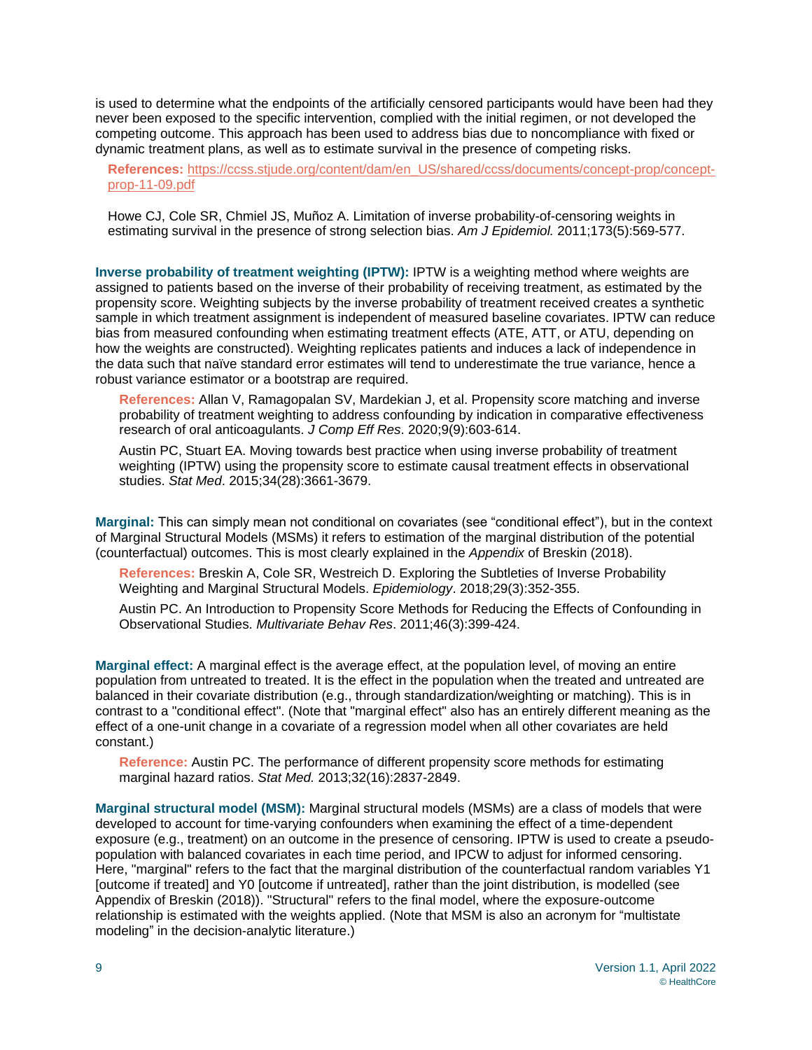is used to determine what the endpoints of the artificially censored participants would have been had they never been exposed to the specific intervention, complied with the initial regimen, or not developed the competing outcome. This approach has been used to address bias due to noncompliance with fixed or dynamic treatment plans, as well as to estimate survival in the presence of competing risks.

**References:** https://ccss.stjude.org/content/dam/en_US/shared/ccss/documents/concept-prop/concept-prop-11-09.pdf

Howe CJ, Cole SR, Chmiel JS, Muñoz A. Limitation of inverse probability-of-censoring weights in estimating survival in the presence of strong selection bias. *Am J Epidemiol.* 2011;173(5):569-577.

**Inverse probability of treatment weighting (IPTW):** IPTW is a weighting method where weights are assigned to patients based on the inverse of their probability of receiving treatment, as estimated by the propensity score. Weighting subjects by the inverse probability of treatment received creates a synthetic sample in which treatment assignment is independent of measured baseline covariates. IPTW can reduce bias from measured confounding when estimating treatment effects (ATE, ATT, or ATU, depending on how the weights are constructed). Weighting replicates patients and induces a lack of independence in the data such that naïve standard error estimates will tend to underestimate the true variance, hence a robust variance estimator or a bootstrap are required.

**References:** Allan V, Ramagopalan SV, Mardekian J, et al. Propensity score matching and inverse probability of treatment weighting to address confounding by indication in comparative effectiveness research of oral anticoagulants. *J Comp Eff Res*. 2020;9(9):603-614.

Austin PC, Stuart EA. Moving towards best practice when using inverse probability of treatment weighting (IPTW) using the propensity score to estimate causal treatment effects in observational studies. *Stat Med*. 2015;34(28):3661-3679.

**Marginal:** This can simply mean not conditional on covariates (see "conditional effect"), but in the context of Marginal Structural Models (MSMs) it refers to estimation of the marginal distribution of the potential (counterfactual) outcomes. This is most clearly explained in the *Appendix* of Breskin (2018).

**References:** Breskin A, Cole SR, Westreich D. Exploring the Subtleties of Inverse Probability Weighting and Marginal Structural Models. *Epidemiology*. 2018;29(3):352-355.

Austin PC. An Introduction to Propensity Score Methods for Reducing the Effects of Confounding in Observational Studies. *Multivariate Behav Res*. 2011;46(3):399-424.

**Marginal effect:** A marginal effect is the average effect, at the population level, of moving an entire population from untreated to treated. It is the effect in the population when the treated and untreated are balanced in their covariate distribution (e.g., through standardization/weighting or matching). This is in contrast to a "conditional effect". (Note that "marginal effect" also has an entirely different meaning as the effect of a one-unit change in a covariate of a regression model when all other covariates are held constant.)

**Reference:** Austin PC. The performance of different propensity score methods for estimating marginal hazard ratios. *Stat Med.* 2013;32(16):2837-2849.

**Marginal structural model (MSM):** Marginal structural models (MSMs) are a class of models that were developed to account for time-varying confounders when examining the effect of a time-dependent exposure (e.g., treatment) on an outcome in the presence of censoring. IPTW is used to create a pseudo-population with balanced covariates in each time period, and IPCW to adjust for informed censoring. Here, "marginal" refers to the fact that the marginal distribution of the counterfactual random variables Y1 [outcome if treated] and Y0 [outcome if untreated], rather than the joint distribution, is modelled (see Appendix of Breskin (2018)). "Structural" refers to the final model, where the exposure-outcome relationship is estimated with the weights applied. (Note that MSM is also an acronym for "multistate modeling" in the decision-analytic literature.)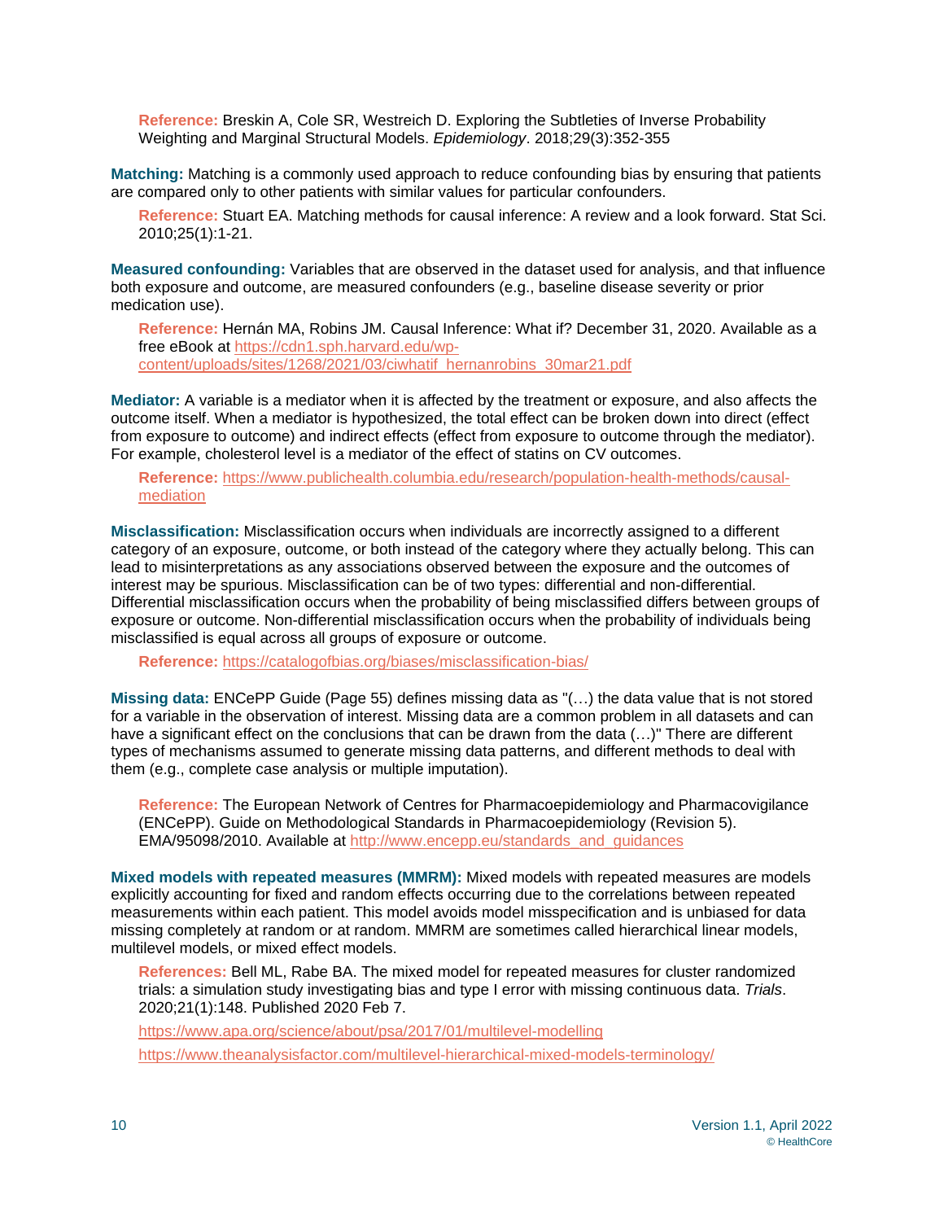**Reference:** Breskin A, Cole SR, Westreich D. Exploring the Subtleties of Inverse Probability Weighting and Marginal Structural Models. *Epidemiology*. 2018;29(3):352-355

**Matching:** Matching is a commonly used approach to reduce confounding bias by ensuring that patients are compared only to other patients with similar values for particular confounders.

**Reference:** Stuart EA. Matching methods for causal inference: A review and a look forward. Stat Sci. 2010;25(1):1-21.

**Measured confounding:** Variables that are observed in the dataset used for analysis, and that influence both exposure and outcome, are measured confounders (e.g., baseline disease severity or prior medication use).

**Reference:** Hernán MA, Robins JM. Causal Inference: What if? December 31, 2020. Available as a free eBook at https://cdn1.sph.harvard.edu/wp-content/uploads/sites/1268/2021/03/ciwhatif_hernanrobins_30mar21.pdf

**Mediator:** A variable is a mediator when it is affected by the treatment or exposure, and also affects the outcome itself. When a mediator is hypothesized, the total effect can be broken down into direct (effect from exposure to outcome) and indirect effects (effect from exposure to outcome through the mediator). For example, cholesterol level is a mediator of the effect of statins on CV outcomes.

**Reference:** https://www.publichealth.columbia.edu/research/population-health-methods/causal-mediation

**Misclassification:** Misclassification occurs when individuals are incorrectly assigned to a different category of an exposure, outcome, or both instead of the category where they actually belong. This can lead to misinterpretations as any associations observed between the exposure and the outcomes of interest may be spurious. Misclassification can be of two types: differential and non-differential. Differential misclassification occurs when the probability of being misclassified differs between groups of exposure or outcome. Non-differential misclassification occurs when the probability of individuals being misclassified is equal across all groups of exposure or outcome.

**Reference:** https://catalogofbias.org/biases/misclassification-bias/

**Missing data:** ENCePP Guide (Page 55) defines missing data as "(…) the data value that is not stored for a variable in the observation of interest. Missing data are a common problem in all datasets and can have a significant effect on the conclusions that can be drawn from the data (…)" There are different types of mechanisms assumed to generate missing data patterns, and different methods to deal with them (e.g., complete case analysis or multiple imputation).

**Reference:** The European Network of Centres for Pharmacoepidemiology and Pharmacovigilance (ENCePP). Guide on Methodological Standards in Pharmacoepidemiology (Revision 5). EMA/95098/2010. Available at http://www.encepp.eu/standards_and_guidances

**Mixed models with repeated measures (MMRM):** Mixed models with repeated measures are models explicitly accounting for fixed and random effects occurring due to the correlations between repeated measurements within each patient. This model avoids model misspecification and is unbiased for data missing completely at random or at random. MMRM are sometimes called hierarchical linear models, multilevel models, or mixed effect models.

**References:** Bell ML, Rabe BA. The mixed model for repeated measures for cluster randomized trials: a simulation study investigating bias and type I error with missing continuous data. *Trials*. 2020;21(1):148. Published 2020 Feb 7.

https://www.apa.org/science/about/psa/2017/01/multilevel-modelling

https://www.theanalysisfactor.com/multilevel-hierarchical-mixed-models-terminology/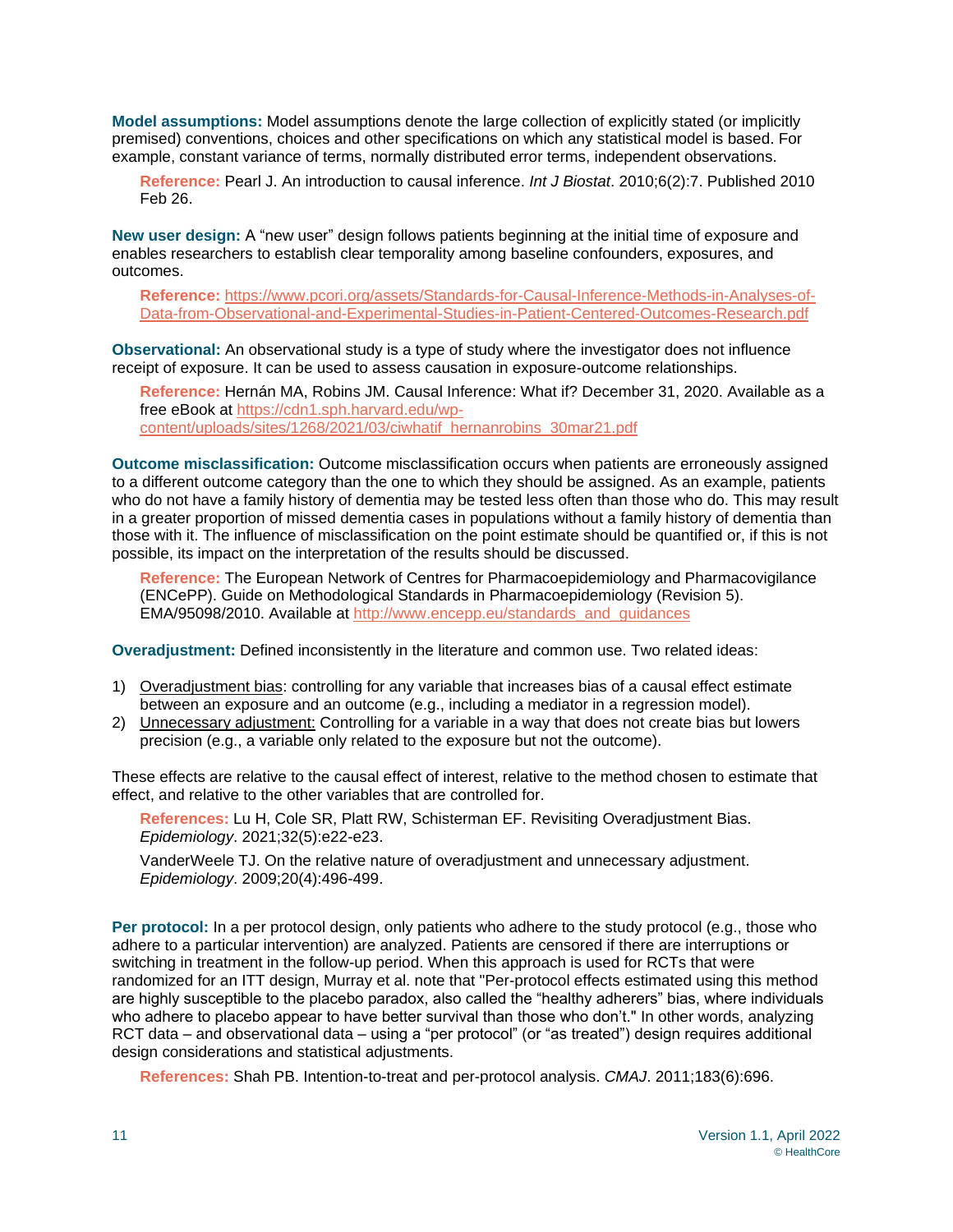**Model assumptions:** Model assumptions denote the large collection of explicitly stated (or implicitly premised) conventions, choices and other specifications on which any statistical model is based. For example, constant variance of terms, normally distributed error terms, independent observations.

> **Reference:** Pearl J. An introduction to causal inference. *Int J Biostat*. 2010;6(2):7. Published 2010 Feb 26.

**New user design:** A "new user" design follows patients beginning at the initial time of exposure and enables researchers to establish clear temporality among baseline confounders, exposures, and outcomes.

> **Reference:** [https://www.pcori.org/assets/Standards-for-Causal-Inference-Methods-in-Analyses-of-Data-from-Observational-and-Experimental-Studies-in-Patient-Centered-Outcomes-Research.pdf](https://www.pcori.org/assets/Standards-for-Causal-Inference-Methods-in-Analyses-of-Data-from-Observational-and-Experimental-Studies-in-Patient-Centered-Outcomes-Research.pdf)

**Observational:** An observational study is a type of study where the investigator does not influence receipt of exposure. It can be used to assess causation in exposure-outcome relationships.

> **Reference:** Hernán MA, Robins JM. Causal Inference: What if? December 31, 2020. Available as a free eBook at [https://cdn1.sph.harvard.edu/wp-content/uploads/sites/1268/2021/03/ciwhatif_hernanrobins_30mar21.pdf](https://cdn1.sph.harvard.edu/wp-content/uploads/sites/1268/2021/03/ciwhatif_hernanrobins_30mar21.pdf)

**Outcome misclassification:** Outcome misclassification occurs when patients are erroneously assigned to a different outcome category than the one to which they should be assigned. As an example, patients who do not have a family history of dementia may be tested less often than those who do. This may result in a greater proportion of missed dementia cases in populations without a family history of dementia than those with it. The influence of misclassification on the point estimate should be quantified or, if this is not possible, its impact on the interpretation of the results should be discussed.

> **Reference:** The European Network of Centres for Pharmacoepidemiology and Pharmacovigilance (ENCePP). Guide on Methodological Standards in Pharmacoepidemiology (Revision 5). EMA/95098/2010. Available at [http://www.encepp.eu/standards_and_guidances](http://www.encepp.eu/standards_and_guidances)

**Overadjustment:** Defined inconsistently in the literature and common use. Two related ideas:

1) Overadjustment bias: controlling for any variable that increases bias of a causal effect estimate between an exposure and an outcome (e.g., including a mediator in a regression model).
2) Unnecessary adjustment: Controlling for a variable in a way that does not create bias but lowers precision (e.g., a variable only related to the exposure but not the outcome).

These effects are relative to the causal effect of interest, relative to the method chosen to estimate that effect, and relative to the other variables that are controlled for.

> **References:** Lu H, Cole SR, Platt RW, Schisterman EF. Revisiting Overadjustment Bias. *Epidemiology*. 2021;32(5):e22-e23.
>
> VanderWeele TJ. On the relative nature of overadjustment and unnecessary adjustment. *Epidemiology*. 2009;20(4):496-499.

**Per protocol:** In a per protocol design, only patients who adhere to the study protocol (e.g., those who adhere to a particular intervention) are analyzed. Patients are censored if there are interruptions or switching in treatment in the follow-up period. When this approach is used for RCTs that were randomized for an ITT design, Murray et al. note that "Per-protocol effects estimated using this method are highly susceptible to the placebo paradox, also called the "healthy adherers" bias, where individuals who adhere to placebo appear to have better survival than those who don't." In other words, analyzing RCT data – and observational data – using a "per protocol" (or "as treated") design requires additional design considerations and statistical adjustments.

> **References:** Shah PB. Intention-to-treat and per-protocol analysis. *CMAJ*. 2011;183(6):696.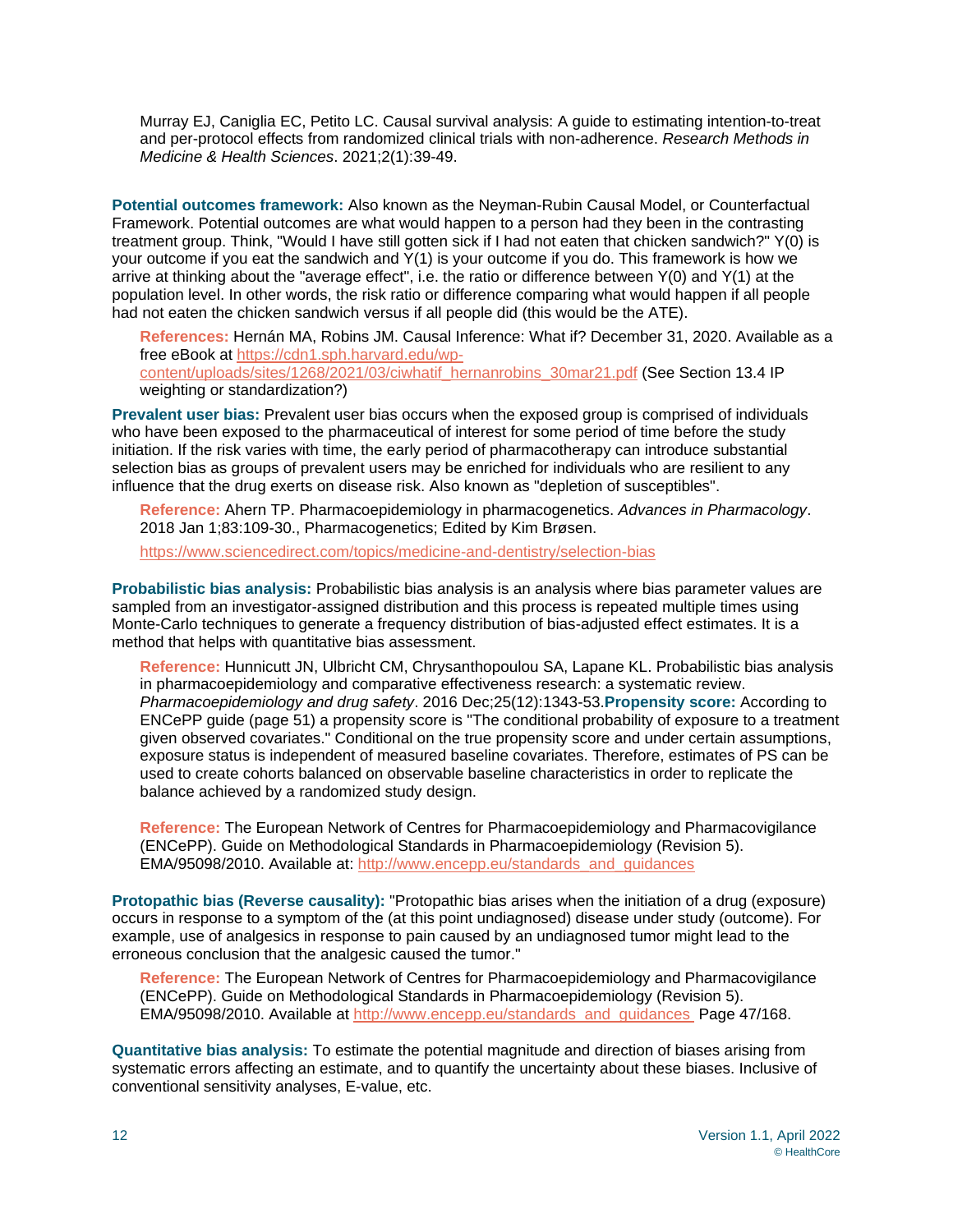Murray EJ, Caniglia EC, Petito LC. Causal survival analysis: A guide to estimating intention-to-treat and per-protocol effects from randomized clinical trials with non-adherence. *Research Methods in Medicine & Health Sciences*. 2021;2(1):39-49.

**Potential outcomes framework:** Also known as the Neyman-Rubin Causal Model, or Counterfactual Framework. Potential outcomes are what would happen to a person had they been in the contrasting treatment group. Think, "Would I have still gotten sick if I had not eaten that chicken sandwich?" Y(0) is your outcome if you eat the sandwich and Y(1) is your outcome if you do. This framework is how we arrive at thinking about the "average effect", i.e. the ratio or difference between Y(0) and Y(1) at the population level. In other words, the risk ratio or difference comparing what would happen if all people had not eaten the chicken sandwich versus if all people did (this would be the ATE).

**References:** Hernán MA, Robins JM. Causal Inference: What if? December 31, 2020. Available as a free eBook at https://cdn1.sph.harvard.edu/wp-content/uploads/sites/1268/2021/03/ciwhatif_hernanrobins_30mar21.pdf (See Section 13.4 IP weighting or standardization?)

**Prevalent user bias:** Prevalent user bias occurs when the exposed group is comprised of individuals who have been exposed to the pharmaceutical of interest for some period of time before the study initiation. If the risk varies with time, the early period of pharmacotherapy can introduce substantial selection bias as groups of prevalent users may be enriched for individuals who are resilient to any influence that the drug exerts on disease risk. Also known as "depletion of susceptibles".

**Reference:** Ahern TP. Pharmacoepidemiology in pharmacogenetics. *Advances in Pharmacology*. 2018 Jan 1;83:109-30., Pharmacogenetics; Edited by Kim Brøsen.

https://www.sciencedirect.com/topics/medicine-and-dentistry/selection-bias

**Probabilistic bias analysis:** Probabilistic bias analysis is an analysis where bias parameter values are sampled from an investigator-assigned distribution and this process is repeated multiple times using Monte-Carlo techniques to generate a frequency distribution of bias-adjusted effect estimates. It is a method that helps with quantitative bias assessment.

**Reference:** Hunnicutt JN, Ulbricht CM, Chrysanthopoulou SA, Lapane KL. Probabilistic bias analysis in pharmacoepidemiology and comparative effectiveness research: a systematic review. *Pharmacoepidemiology and drug safety*. 2016 Dec;25(12):1343-53.

**Propensity score:** According to ENCePP guide (page 51) a propensity score is "The conditional probability of exposure to a treatment given observed covariates." Conditional on the true propensity score and under certain assumptions, exposure status is independent of measured baseline covariates. Therefore, estimates of PS can be used to create cohorts balanced on observable baseline characteristics in order to replicate the balance achieved by a randomized study design.

**Reference:** The European Network of Centres for Pharmacoepidemiology and Pharmacovigilance (ENCePP). Guide on Methodological Standards in Pharmacoepidemiology (Revision 5). EMA/95098/2010. Available at: http://www.encepp.eu/standards_and_guidances

**Protopathic bias (Reverse causality):** "Protopathic bias arises when the initiation of a drug (exposure) occurs in response to a symptom of the (at this point undiagnosed) disease under study (outcome). For example, use of analgesics in response to pain caused by an undiagnosed tumor might lead to the erroneous conclusion that the analgesic caused the tumor."

**Reference:** The European Network of Centres for Pharmacoepidemiology and Pharmacovigilance (ENCePP). Guide on Methodological Standards in Pharmacoepidemiology (Revision 5). EMA/95098/2010. Available at http://www.encepp.eu/standards_and_guidances Page 47/168.

**Quantitative bias analysis:** To estimate the potential magnitude and direction of biases arising from systematic errors affecting an estimate, and to quantify the uncertainty about these biases. Inclusive of conventional sensitivity analyses, E-value, etc.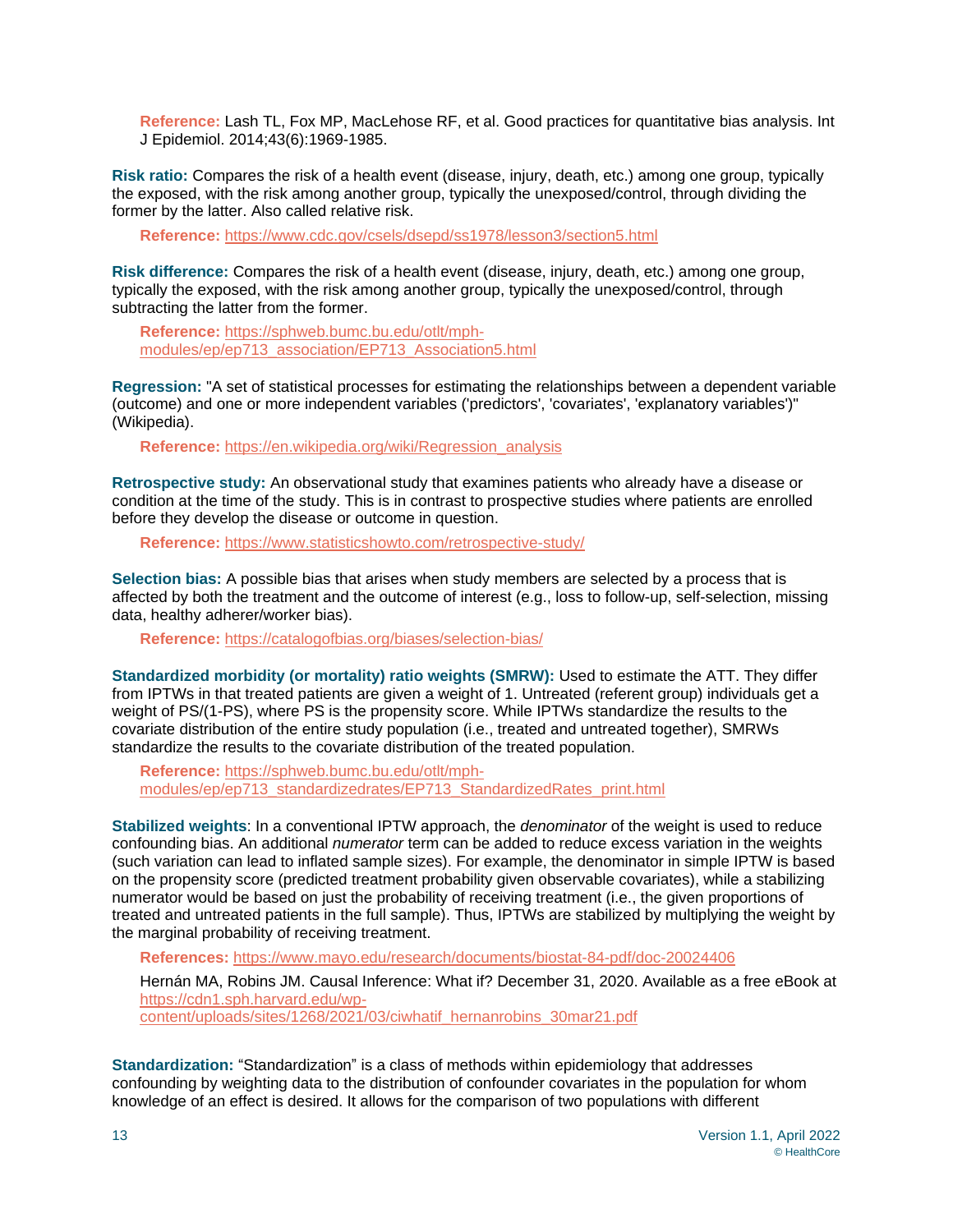**Reference:** Lash TL, Fox MP, MacLehose RF, et al. Good practices for quantitative bias analysis. Int J Epidemiol. 2014;43(6):1969-1985.

**Risk ratio:** Compares the risk of a health event (disease, injury, death, etc.) among one group, typically the exposed, with the risk among another group, typically the unexposed/control, through dividing the former by the latter. Also called relative risk.

**Reference:** https://www.cdc.gov/csels/dsepd/ss1978/lesson3/section5.html

**Risk difference:** Compares the risk of a health event (disease, injury, death, etc.) among one group, typically the exposed, with the risk among another group, typically the unexposed/control, through subtracting the latter from the former.

**Reference:** https://sphweb.bumc.bu.edu/otlt/mph-modules/ep/ep713_association/EP713_Association5.html

**Regression:** "A set of statistical processes for estimating the relationships between a dependent variable (outcome) and one or more independent variables ('predictors', 'covariates', 'explanatory variables')" (Wikipedia).

**Reference:** https://en.wikipedia.org/wiki/Regression_analysis

**Retrospective study:** An observational study that examines patients who already have a disease or condition at the time of the study. This is in contrast to prospective studies where patients are enrolled before they develop the disease or outcome in question.

**Reference:** https://www.statisticshowto.com/retrospective-study/

**Selection bias:** A possible bias that arises when study members are selected by a process that is affected by both the treatment and the outcome of interest (e.g., loss to follow-up, self-selection, missing data, healthy adherer/worker bias).

**Reference:** https://catalogofbias.org/biases/selection-bias/

**Standardized morbidity (or mortality) ratio weights (SMRW):** Used to estimate the ATT. They differ from IPTWs in that treated patients are given a weight of 1. Untreated (referent group) individuals get a weight of PS/(1-PS), where PS is the propensity score. While IPTWs standardize the results to the covariate distribution of the entire study population (i.e., treated and untreated together), SMRWs standardize the results to the covariate distribution of the treated population.

**Reference:** https://sphweb.bumc.bu.edu/otlt/mph-modules/ep/ep713_standardizedrates/EP713_StandardizedRates_print.html

**Stabilized weights**: In a conventional IPTW approach, the *denominator* of the weight is used to reduce confounding bias. An additional *numerator* term can be added to reduce excess variation in the weights (such variation can lead to inflated sample sizes). For example, the denominator in simple IPTW is based on the propensity score (predicted treatment probability given observable covariates), while a stabilizing numerator would be based on just the probability of receiving treatment (i.e., the given proportions of treated and untreated patients in the full sample). Thus, IPTWs are stabilized by multiplying the weight by the marginal probability of receiving treatment.

**References:** https://www.mayo.edu/research/documents/biostat-84-pdf/doc-20024406

Hernán MA, Robins JM. Causal Inference: What if? December 31, 2020. Available as a free eBook at https://cdn1.sph.harvard.edu/wp-content/uploads/sites/1268/2021/03/ciwhatif_hernanrobins_30mar21.pdf

**Standardization:** "Standardization" is a class of methods within epidemiology that addresses confounding by weighting data to the distribution of confounder covariates in the population for whom knowledge of an effect is desired. It allows for the comparison of two populations with different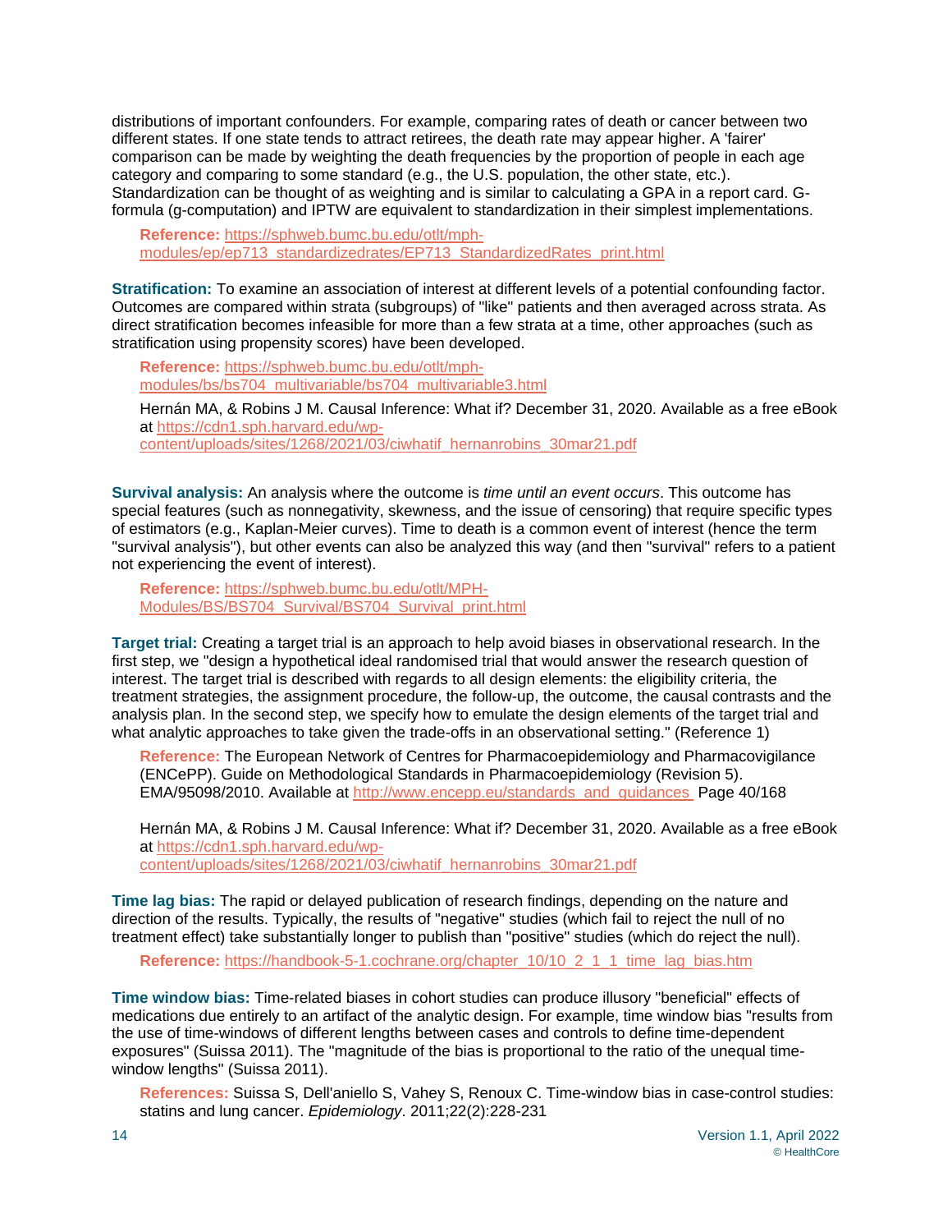distributions of important confounders. For example, comparing rates of death or cancer between two different states. If one state tends to attract retirees, the death rate may appear higher. A 'fairer' comparison can be made by weighting the death frequencies by the proportion of people in each age category and comparing to some standard (e.g., the U.S. population, the other state, etc.). Standardization can be thought of as weighting and is similar to calculating a GPA in a report card. G-formula (g-computation) and IPTW are equivalent to standardization in their simplest implementations.

> **Reference:** [https://sphweb.bumc.bu.edu/otlt/mph-modules/ep/ep713_standardizedrates/EP713_StandardizedRates_print.html](https://sphweb.bumc.bu.edu/otlt/mph-modules/ep/ep713_standardizedrates/EP713_StandardizedRates_print.html)

**Stratification:** To examine an association of interest at different levels of a potential confounding factor. Outcomes are compared within strata (subgroups) of "like" patients and then averaged across strata. As direct stratification becomes infeasible for more than a few strata at a time, other approaches (such as stratification using propensity scores) have been developed.

> **Reference:** [https://sphweb.bumc.bu.edu/otlt/mph-modules/bs/bs704_multivariable/bs704_multivariable3.html](https://sphweb.bumc.bu.edu/otlt/mph-modules/bs/bs704_multivariable/bs704_multivariable3.html)
>
> Hernán MA, & Robins J M. Causal Inference: What if? December 31, 2020. Available as a free eBook at [https://cdn1.sph.harvard.edu/wp-content/uploads/sites/1268/2021/03/ciwhatif_hernanrobins_30mar21.pdf](https://cdn1.sph.harvard.edu/wp-content/uploads/sites/1268/2021/03/ciwhatif_hernanrobins_30mar21.pdf)

**Survival analysis:** An analysis where the outcome is *time until an event occurs*. This outcome has special features (such as nonnegativity, skewness, and the issue of censoring) that require specific types of estimators (e.g., Kaplan-Meier curves). Time to death is a common event of interest (hence the term "survival analysis"), but other events can also be analyzed this way (and then "survival" refers to a patient not experiencing the event of interest).

> **Reference:** [https://sphweb.bumc.bu.edu/otlt/MPH-Modules/BS/BS704_Survival/BS704_Survival_print.html](https://sphweb.bumc.bu.edu/otlt/MPH-Modules/BS/BS704_Survival/BS704_Survival_print.html)

**Target trial:** Creating a target trial is an approach to help avoid biases in observational research. In the first step, we "design a hypothetical ideal randomised trial that would answer the research question of interest. The target trial is described with regards to all design elements: the eligibility criteria, the treatment strategies, the assignment procedure, the follow-up, the outcome, the causal contrasts and the analysis plan. In the second step, we specify how to emulate the design elements of the target trial and what analytic approaches to take given the trade-offs in an observational setting." (Reference 1)

> **Reference:** The European Network of Centres for Pharmacoepidemiology and Pharmacovigilance (ENCePP). Guide on Methodological Standards in Pharmacoepidemiology (Revision 5). EMA/95098/2010. Available at [http://www.encepp.eu/standards_and_guidances](http://www.encepp.eu/standards_and_guidances) Page 40/168
>
> Hernán MA, & Robins J M. Causal Inference: What if? December 31, 2020. Available as a free eBook at [https://cdn1.sph.harvard.edu/wp-content/uploads/sites/1268/2021/03/ciwhatif_hernanrobins_30mar21.pdf](https://cdn1.sph.harvard.edu/wp-content/uploads/sites/1268/2021/03/ciwhatif_hernanrobins_30mar21.pdf)

**Time lag bias:** The rapid or delayed publication of research findings, depending on the nature and direction of the results. Typically, the results of "negative" studies (which fail to reject the null of no treatment effect) take substantially longer to publish than "positive" studies (which do reject the null).

> **Reference:** [https://handbook-5-1.cochrane.org/chapter_10/10_2_1_1_time_lag_bias.htm](https://handbook-5-1.cochrane.org/chapter_10/10_2_1_1_time_lag_bias.htm)

**Time window bias:** Time-related biases in cohort studies can produce illusory "beneficial" effects of medications due entirely to an artifact of the analytic design. For example, time window bias "results from the use of time-windows of different lengths between cases and controls to define time-dependent exposures" (Suissa 2011). The "magnitude of the bias is proportional to the ratio of the unequal time-window lengths" (Suissa 2011).

> **References:** Suissa S, Dell'aniello S, Vahey S, Renoux C. Time-window bias in case-control studies: statins and lung cancer. *Epidemiology*. 2011;22(2):228-231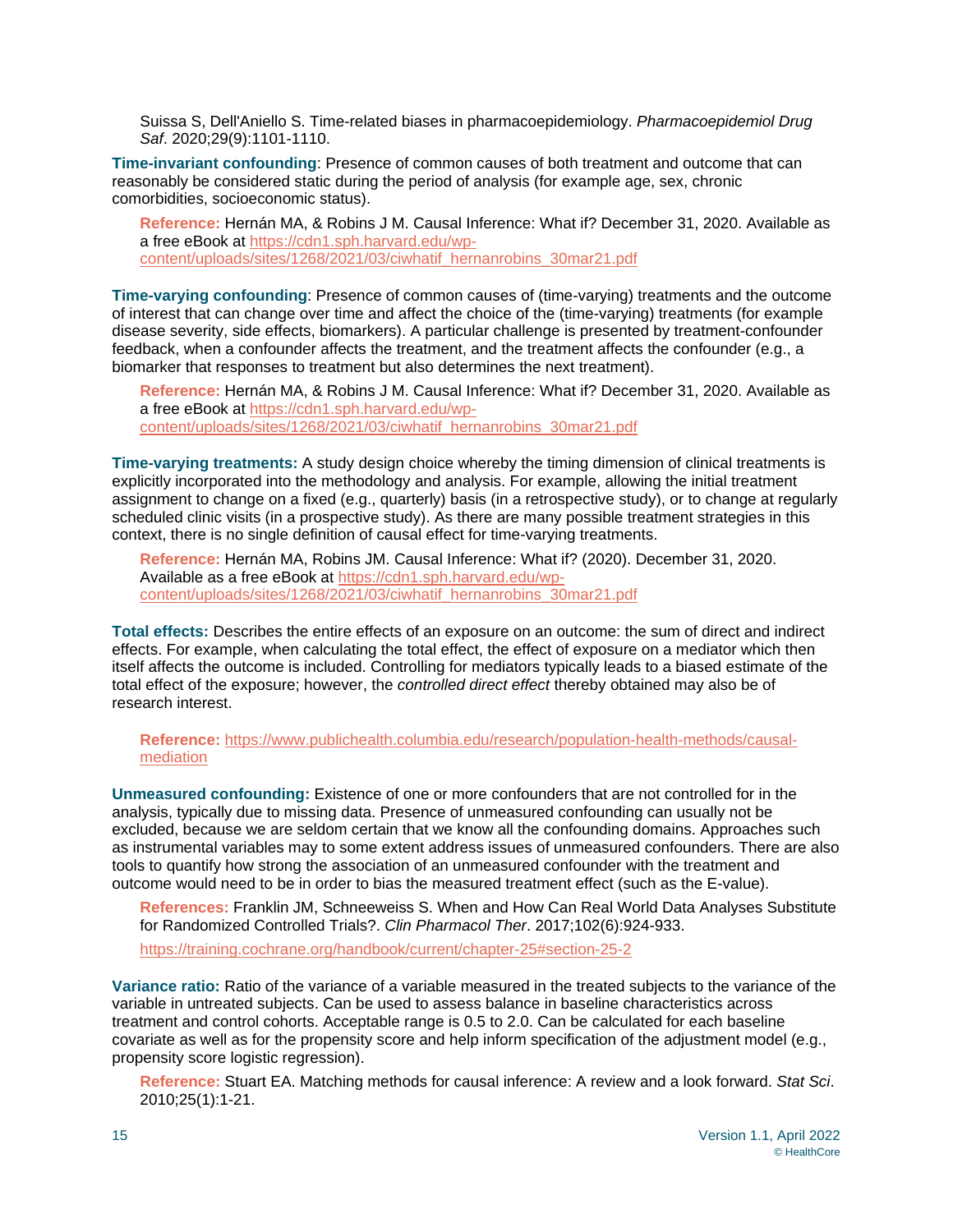Suissa S, Dell'Aniello S. Time-related biases in pharmacoepidemiology. *Pharmacoepidemiol Drug Saf*. 2020;29(9):1101-1110.

**Time-invariant confounding**: Presence of common causes of both treatment and outcome that can reasonably be considered static during the period of analysis (for example age, sex, chronic comorbidities, socioeconomic status).

**Reference:** Hernán MA, & Robins J M. Causal Inference: What if? December 31, 2020. Available as a free eBook at https://cdn1.sph.harvard.edu/wp-content/uploads/sites/1268/2021/03/ciwhatif_hernanrobins_30mar21.pdf

**Time-varying confounding**: Presence of common causes of (time-varying) treatments and the outcome of interest that can change over time and affect the choice of the (time-varying) treatments (for example disease severity, side effects, biomarkers). A particular challenge is presented by treatment-confounder feedback, when a confounder affects the treatment, and the treatment affects the confounder (e.g., a biomarker that responses to treatment but also determines the next treatment).

**Reference:** Hernán MA, & Robins J M. Causal Inference: What if? December 31, 2020. Available as a free eBook at https://cdn1.sph.harvard.edu/wp-content/uploads/sites/1268/2021/03/ciwhatif_hernanrobins_30mar21.pdf

**Time-varying treatments:** A study design choice whereby the timing dimension of clinical treatments is explicitly incorporated into the methodology and analysis. For example, allowing the initial treatment assignment to change on a fixed (e.g., quarterly) basis (in a retrospective study), or to change at regularly scheduled clinic visits (in a prospective study). As there are many possible treatment strategies in this context, there is no single definition of causal effect for time-varying treatments.

**Reference:** Hernán MA, Robins JM. Causal Inference: What if? (2020). December 31, 2020. Available as a free eBook at https://cdn1.sph.harvard.edu/wp-content/uploads/sites/1268/2021/03/ciwhatif_hernanrobins_30mar21.pdf

**Total effects:** Describes the entire effects of an exposure on an outcome: the sum of direct and indirect effects. For example, when calculating the total effect, the effect of exposure on a mediator which then itself affects the outcome is included. Controlling for mediators typically leads to a biased estimate of the total effect of the exposure; however, the *controlled direct effect* thereby obtained may also be of research interest.

**Reference:** https://www.publichealth.columbia.edu/research/population-health-methods/causal-mediation

**Unmeasured confounding:** Existence of one or more confounders that are not controlled for in the analysis, typically due to missing data. Presence of unmeasured confounding can usually not be excluded, because we are seldom certain that we know all the confounding domains. Approaches such as instrumental variables may to some extent address issues of unmeasured confounders. There are also tools to quantify how strong the association of an unmeasured confounder with the treatment and outcome would need to be in order to bias the measured treatment effect (such as the E-value).

**References:** Franklin JM, Schneeweiss S. When and How Can Real World Data Analyses Substitute for Randomized Controlled Trials?. *Clin Pharmacol Ther*. 2017;102(6):924-933.

https://training.cochrane.org/handbook/current/chapter-25#section-25-2

**Variance ratio:** Ratio of the variance of a variable measured in the treated subjects to the variance of the variable in untreated subjects. Can be used to assess balance in baseline characteristics across treatment and control cohorts. Acceptable range is 0.5 to 2.0. Can be calculated for each baseline covariate as well as for the propensity score and help inform specification of the adjustment model (e.g., propensity score logistic regression).

**Reference:** Stuart EA. Matching methods for causal inference: A review and a look forward. *Stat Sci*. 2010;25(1):1-21.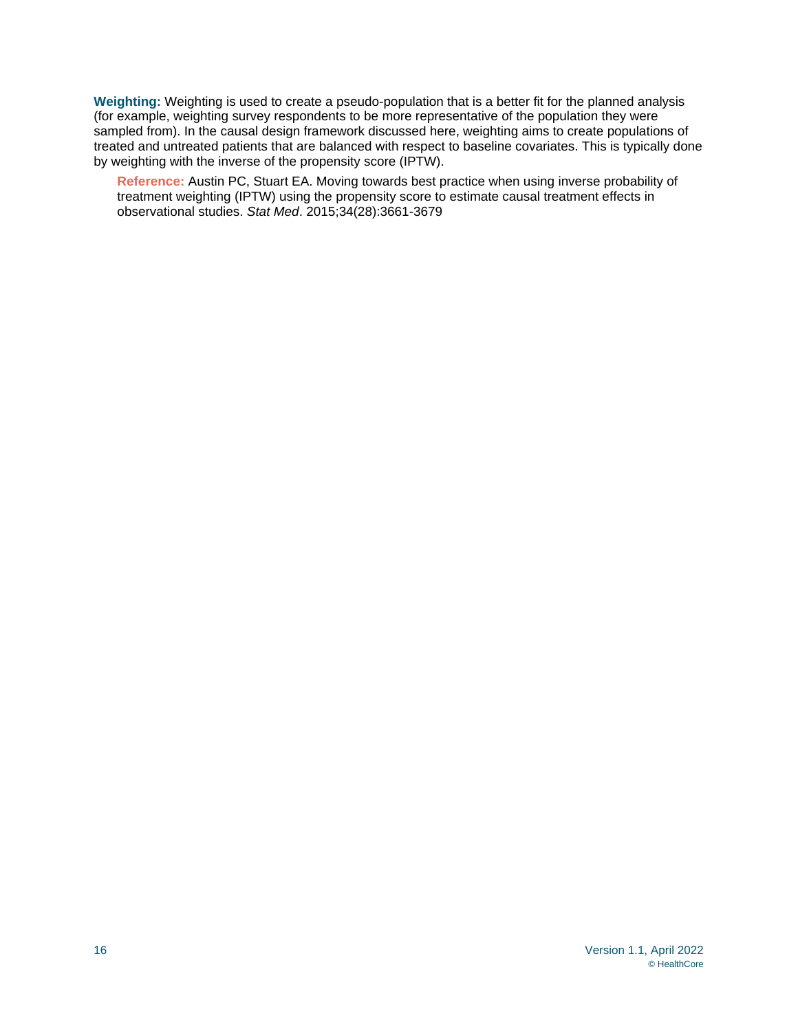**Weighting:** Weighting is used to create a pseudo-population that is a better fit for the planned analysis (for example, weighting survey respondents to be more representative of the population they were sampled from). In the causal design framework discussed here, weighting aims to create populations of treated and untreated patients that are balanced with respect to baseline covariates. This is typically done by weighting with the inverse of the propensity score (IPTW).

> **Reference:** Austin PC, Stuart EA. Moving towards best practice when using inverse probability of treatment weighting (IPTW) using the propensity score to estimate causal treatment effects in observational studies. *Stat Med*. 2015;34(28):3661-3679